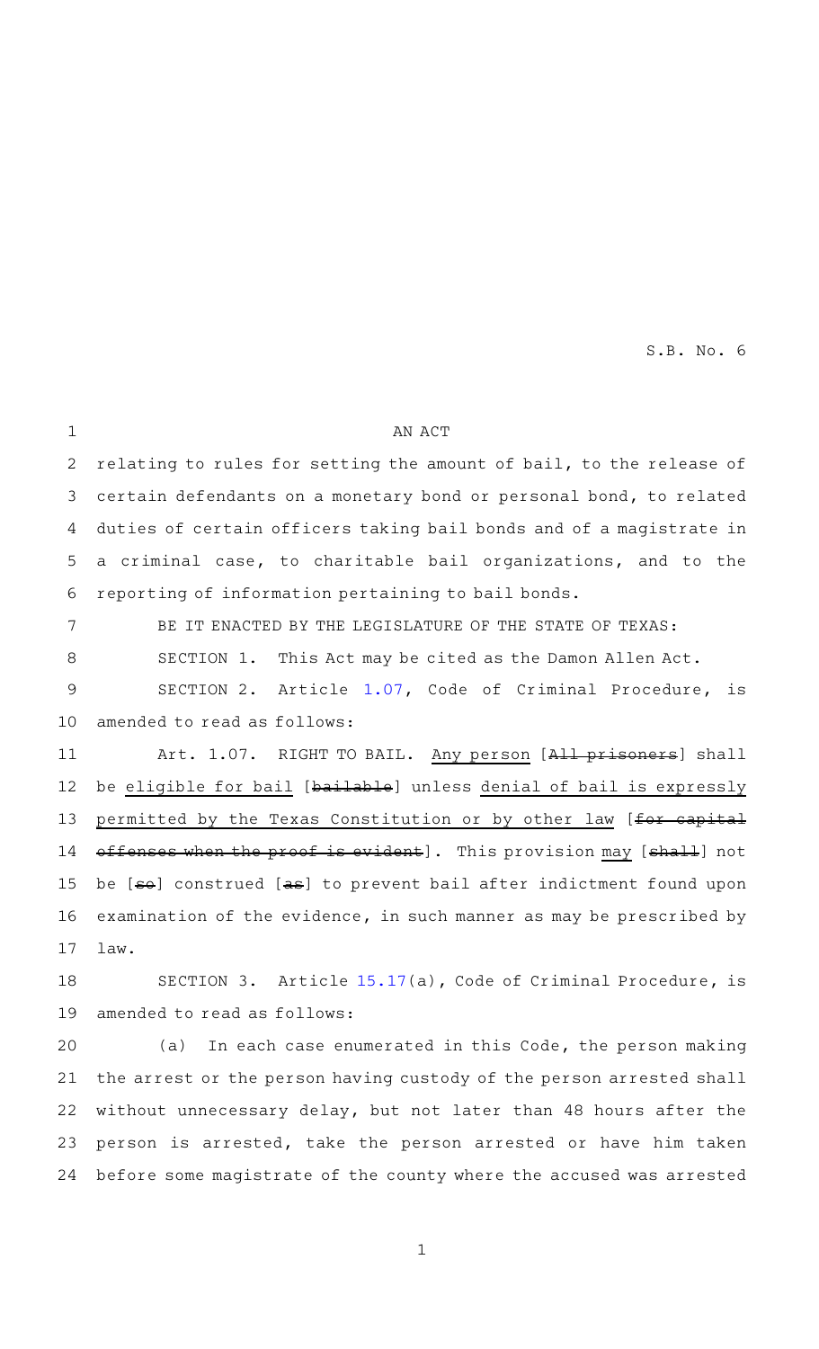S.B. No. 6

AN ACT

relating to rules for setting the amount of bail, to the release of certain defendants on a monetary bond or personal bond, to related duties of certain officers taking bail bonds and of a magistrate in a criminal case, to charitable bail organizations, and to the reporting of information pertaining to bail bonds.

BE IT ENACTED BY THE LEGISLATURE OF THE STATE OF TEXAS:

SECTION 1. This Act may be cited as the Damon Allen Act.

SECTION 2. Article 1.07, Code of Criminal Procedure, is amended to read as follows:

Art. 1.07. RIGHT TO BAIL. Any person [~~All prisoners~~] shall be eligible for bail [~~bailable~~] unless denial of bail is expressly permitted by the Texas Constitution or by other law [~~for capital offenses when the proof is evident~~]. This provision may [~~shall~~] not be [~~so~~] construed [~~as~~] to prevent bail after indictment found upon examination of the evidence, in such manner as may be prescribed by law.

SECTION 3. Article 15.17(a), Code of Criminal Procedure, is amended to read as follows:

(a) In each case enumerated in this Code, the person making the arrest or the person having custody of the person arrested shall without unnecessary delay, but not later than 48 hours after the person is arrested, take the person arrested or have him taken before some magistrate of the county where the accused was arrested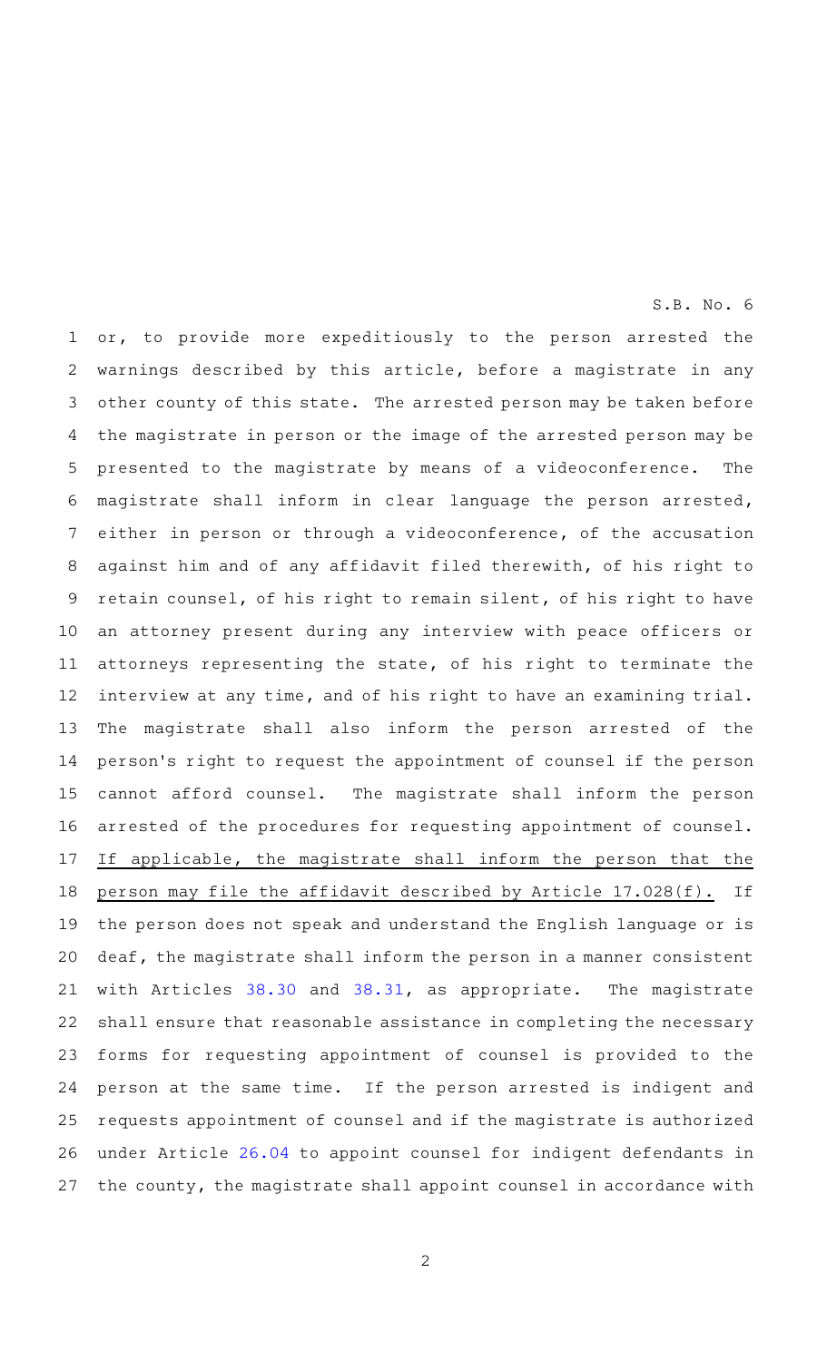or, to provide more expeditiously to the person arrested the warnings described by this article, before a magistrate in any other county of this state. The arrested person may be taken before the magistrate in person or the image of the arrested person may be presented to the magistrate by means of a videoconference. The magistrate shall inform in clear language the person arrested, either in person or through a videoconference, of the accusation against him and of any affidavit filed therewith, of his right to retain counsel, of his right to remain silent, of his right to have an attorney present during any interview with peace officers or attorneys representing the state, of his right to terminate the interview at any time, and of his right to have an examining trial. The magistrate shall also inform the person arrested of the person's right to request the appointment of counsel if the person cannot afford counsel. The magistrate shall inform the person arrested of the procedures for requesting appointment of counsel. <u>If applicable, the magistrate shall inform the person that the person may file the affidavit described by Article 17.028(f).</u> If the person does not speak and understand the English language or is deaf, the magistrate shall inform the person in a manner consistent with Articles 38.30 and 38.31, as appropriate. The magistrate shall ensure that reasonable assistance in completing the necessary forms for requesting appointment of counsel is provided to the person at the same time. If the person arrested is indigent and requests appointment of counsel and if the magistrate is authorized under Article 26.04 to appoint counsel for indigent defendants in the county, the magistrate shall appoint counsel in accordance with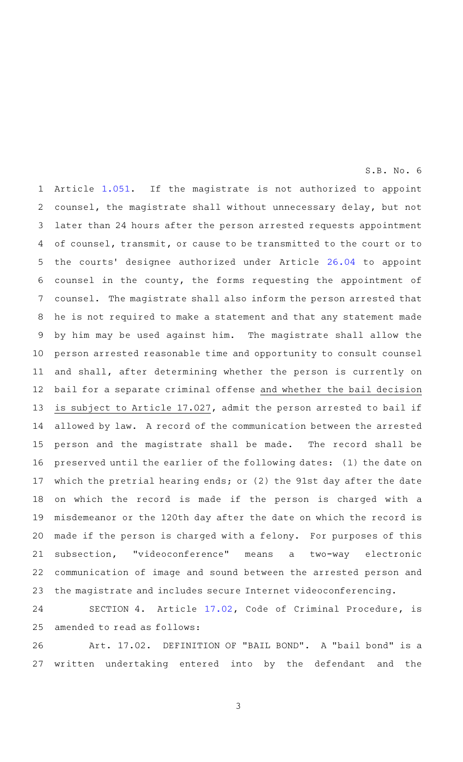Article 1.051. If the magistrate is not authorized to appoint counsel, the magistrate shall without unnecessary delay, but not later than 24 hours after the person arrested requests appointment of counsel, transmit, or cause to be transmitted to the court or to the courts' designee authorized under Article 26.04 to appoint counsel in the county, the forms requesting the appointment of counsel. The magistrate shall also inform the person arrested that he is not required to make a statement and that any statement made by him may be used against him. The magistrate shall allow the person arrested reasonable time and opportunity to consult counsel and shall, after determining whether the person is currently on bail for a separate criminal offense and whether the bail decision is subject to Article 17.027, admit the person arrested to bail if allowed by law. A record of the communication between the arrested person and the magistrate shall be made. The record shall be preserved until the earlier of the following dates: (1) the date on which the pretrial hearing ends; or (2) the 91st day after the date on which the record is made if the person is charged with a misdemeanor or the 120th day after the date on which the record is made if the person is charged with a felony. For purposes of this subsection, "videoconference" means a two-way electronic communication of image and sound between the arrested person and the magistrate and includes secure Internet videoconferencing.

SECTION 4. Article 17.02, Code of Criminal Procedure, is amended to read as follows:

Art. 17.02. DEFINITION OF "BAIL BOND". A "bail bond" is a written undertaking entered into by the defendant and the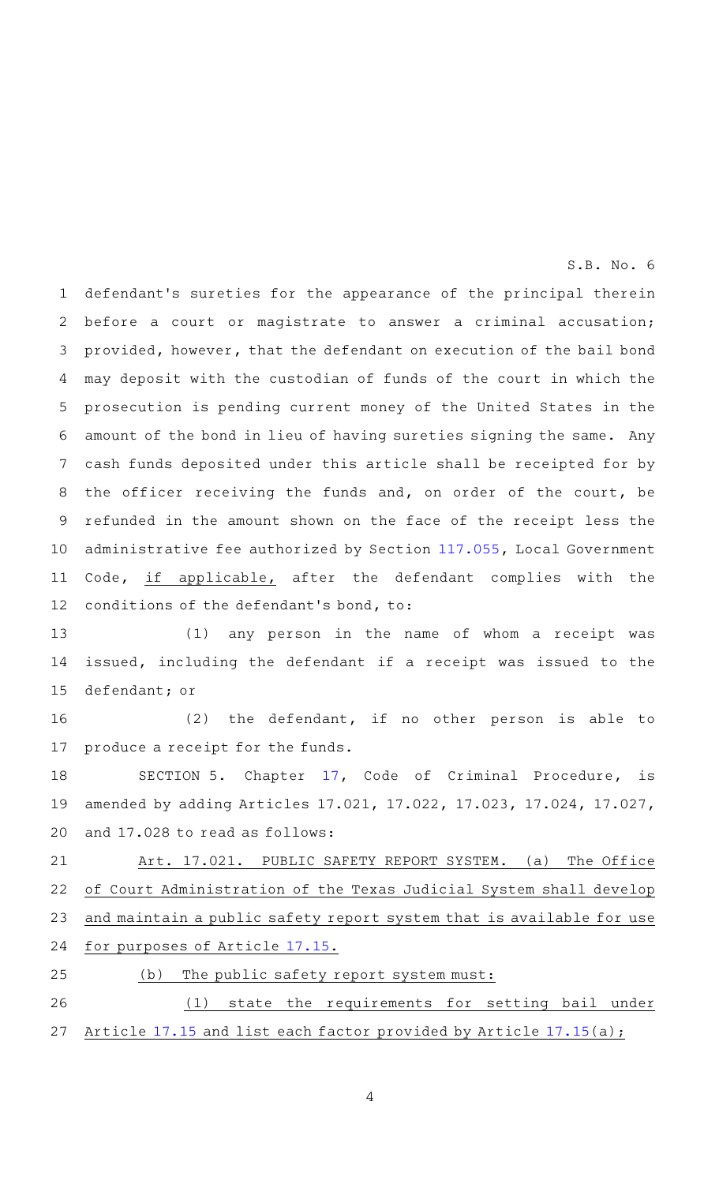defendant's sureties for the appearance of the principal therein before a court or magistrate to answer a criminal accusation; provided, however, that the defendant on execution of the bail bond may deposit with the custodian of funds of the court in which the prosecution is pending current money of the United States in the amount of the bond in lieu of having sureties signing the same. Any cash funds deposited under this article shall be receipted for by the officer receiving the funds and, on order of the court, be refunded in the amount shown on the face of the receipt less the administrative fee authorized by Section 117.055, Local Government Code, if applicable, after the defendant complies with the conditions of the defendant's bond, to:

(1) any person in the name of whom a receipt was issued, including the defendant if a receipt was issued to the defendant; or

(2) the defendant, if no other person is able to produce a receipt for the funds.

SECTION 5. Chapter 17, Code of Criminal Procedure, is amended by adding Articles 17.021, 17.022, 17.023, 17.024, 17.027, and 17.028 to read as follows:

Art. 17.021. PUBLIC SAFETY REPORT SYSTEM. (a) The Office of Court Administration of the Texas Judicial System shall develop and maintain a public safety report system that is available for use for purposes of Article 17.15.

(b) The public safety report system must:

(1) state the requirements for setting bail under Article 17.15 and list each factor provided by Article 17.15(a);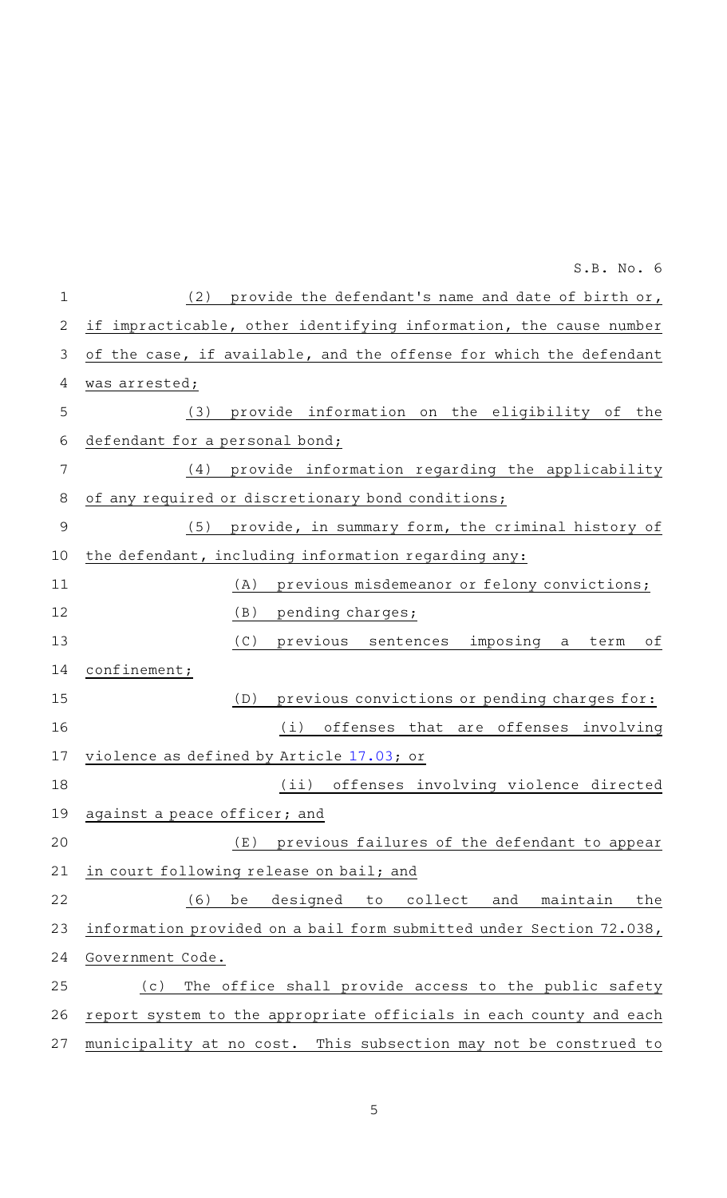(2) provide the defendant's name and date of birth or, if impracticable, other identifying information, the cause number of the case, if available, and the offense for which the defendant was arrested;

(3) provide information on the eligibility of the defendant for a personal bond;

(4) provide information regarding the applicability of any required or discretionary bond conditions;

(5) provide, in summary form, the criminal history of the defendant, including information regarding any:

(A) previous misdemeanor or felony convictions;

(B) pending charges;

(C) previous sentences imposing a term of confinement;

(D) previous convictions or pending charges for:

(i) offenses that are offenses involving violence as defined by Article 17.03; or

(ii) offenses involving violence directed against a peace officer; and

(E) previous failures of the defendant to appear in court following release on bail; and

(6) be designed to collect and maintain the information provided on a bail form submitted under Section 72.038, Government Code.

(c) The office shall provide access to the public safety report system to the appropriate officials in each county and each municipality at no cost. This subsection may not be construed to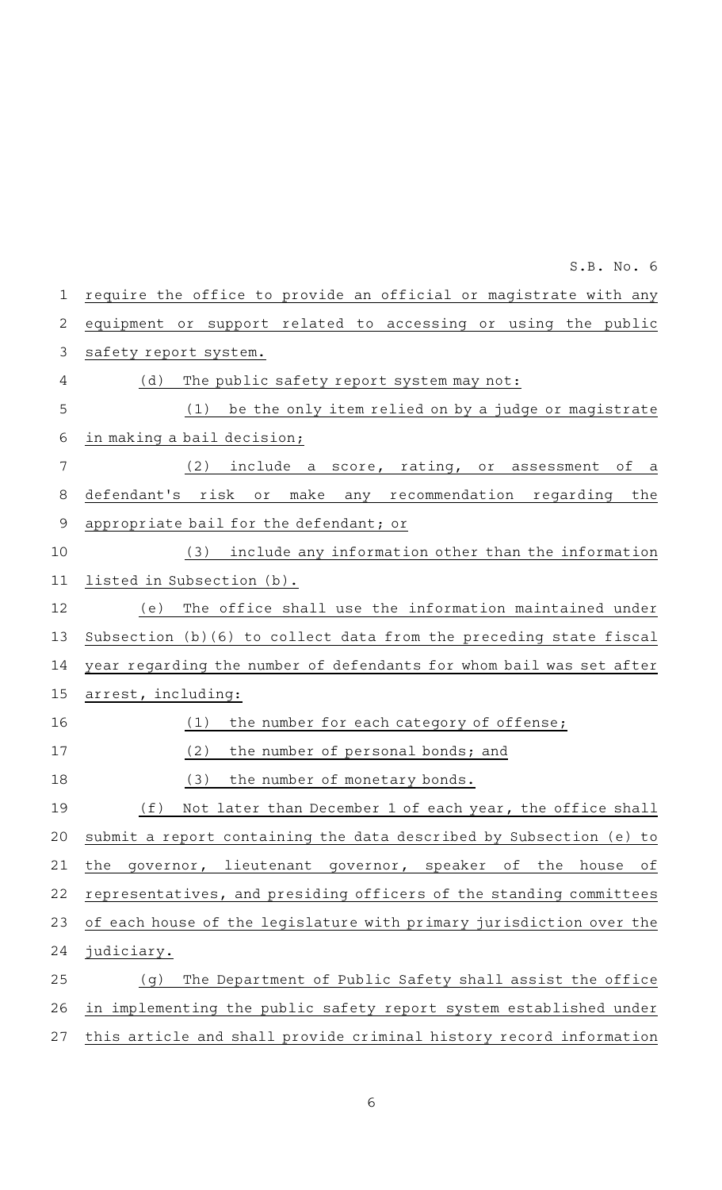require the office to provide an official or magistrate with any equipment or support related to accessing or using the public safety report system.

(d) The public safety report system may not:

(1) be the only item relied on by a judge or magistrate in making a bail decision;

(2) include a score, rating, or assessment of a defendant's risk or make any recommendation regarding the appropriate bail for the defendant; or

(3) include any information other than the information listed in Subsection (b).

(e) The office shall use the information maintained under Subsection (b)(6) to collect data from the preceding state fiscal year regarding the number of defendants for whom bail was set after arrest, including:

(1) the number for each category of offense;

(2) the number of personal bonds; and

(3) the number of monetary bonds.

(f) Not later than December 1 of each year, the office shall submit a report containing the data described by Subsection (e) to the governor, lieutenant governor, speaker of the house of representatives, and presiding officers of the standing committees of each house of the legislature with primary jurisdiction over the judiciary.

(g) The Department of Public Safety shall assist the office in implementing the public safety report system established under this article and shall provide criminal history record information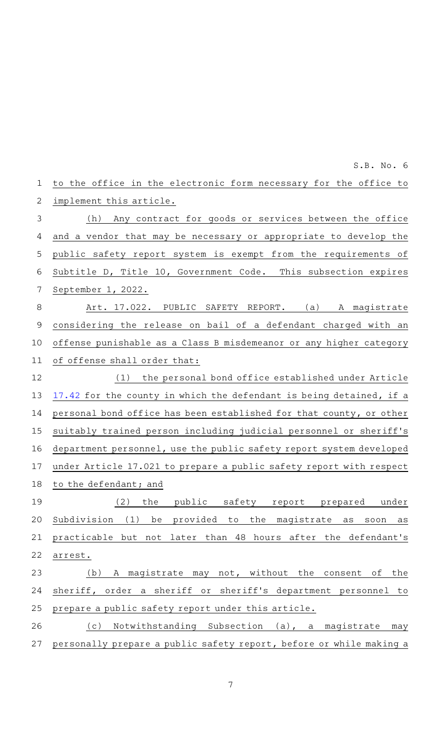to the office in the electronic form necessary for the office to implement this article.

(h) Any contract for goods or services between the office and a vendor that may be necessary or appropriate to develop the public safety report system is exempt from the requirements of Subtitle D, Title 10, Government Code. This subsection expires September 1, 2022.

Art. 17.022. PUBLIC SAFETY REPORT. (a) A magistrate considering the release on bail of a defendant charged with an offense punishable as a Class B misdemeanor or any higher category of offense shall order that:

(1) the personal bond office established under Article 17.42 for the county in which the defendant is being detained, if a personal bond office has been established for that county, or other suitably trained person including judicial personnel or sheriff's department personnel, use the public safety report system developed under Article 17.021 to prepare a public safety report with respect to the defendant; and

(2) the public safety report prepared under Subdivision (1) be provided to the magistrate as soon as practicable but not later than 48 hours after the defendant's arrest.

(b) A magistrate may not, without the consent of the sheriff, order a sheriff or sheriff's department personnel to prepare a public safety report under this article.

(c) Notwithstanding Subsection (a), a magistrate may personally prepare a public safety report, before or while making a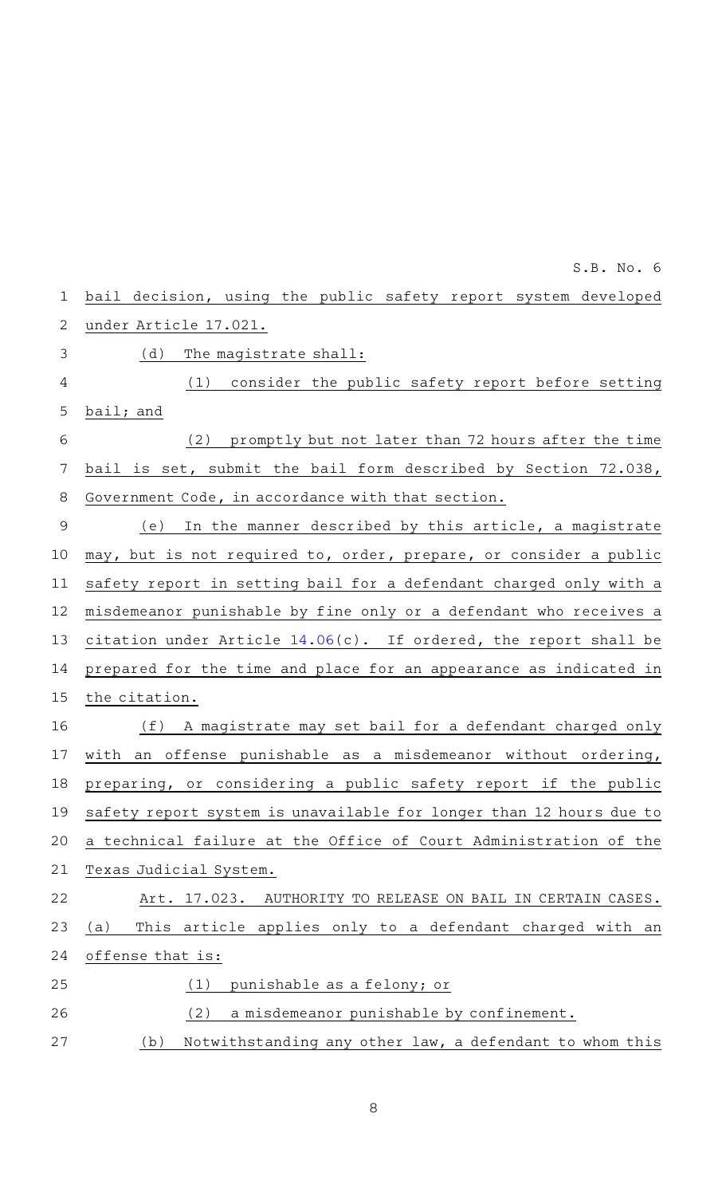bail decision, using the public safety report system developed under Article 17.021.

(d) The magistrate shall:

(1) consider the public safety report before setting bail; and

(2) promptly but not later than 72 hours after the time bail is set, submit the bail form described by Section 72.038, Government Code, in accordance with that section.

(e) In the manner described by this article, a magistrate may, but is not required to, order, prepare, or consider a public safety report in setting bail for a defendant charged only with a misdemeanor punishable by fine only or a defendant who receives a citation under Article 14.06(c). If ordered, the report shall be prepared for the time and place for an appearance as indicated in the citation.

(f) A magistrate may set bail for a defendant charged only with an offense punishable as a misdemeanor without ordering, preparing, or considering a public safety report if the public safety report system is unavailable for longer than 12 hours due to a technical failure at the Office of Court Administration of the Texas Judicial System.

Art. 17.023. AUTHORITY TO RELEASE ON BAIL IN CERTAIN CASES.

(a) This article applies only to a defendant charged with an offense that is:

(1) punishable as a felony; or

(2) a misdemeanor punishable by confinement.

(b) Notwithstanding any other law, a defendant to whom this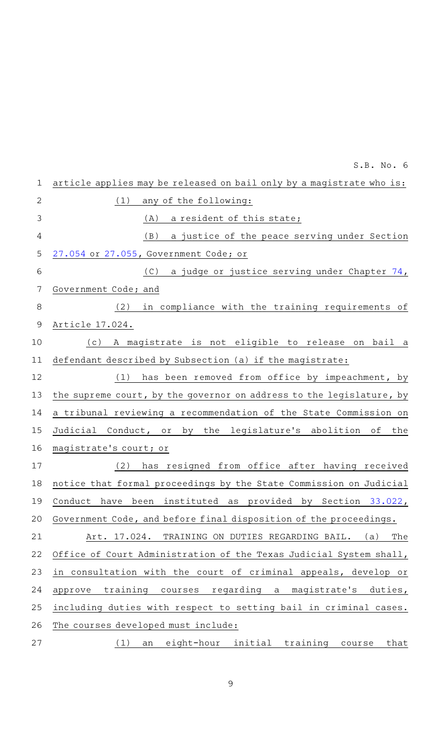article applies may be released on bail only by a magistrate who is:

(1) any of the following:

(A) a resident of this state;

(B) a justice of the peace serving under Section 27.054 or 27.055, Government Code; or

(C) a judge or justice serving under Chapter 74, Government Code; and

(2) in compliance with the training requirements of Article 17.024.

(c) A magistrate is not eligible to release on bail a defendant described by Subsection (a) if the magistrate:

(1) has been removed from office by impeachment, by the supreme court, by the governor on address to the legislature, by a tribunal reviewing a recommendation of the State Commission on Judicial Conduct, or by the legislature's abolition of the magistrate's court; or

(2) has resigned from office after having received notice that formal proceedings by the State Commission on Judicial Conduct have been instituted as provided by Section 33.022, Government Code, and before final disposition of the proceedings.

Art. 17.024. TRAINING ON DUTIES REGARDING BAIL. (a) The Office of Court Administration of the Texas Judicial System shall, in consultation with the court of criminal appeals, develop or approve training courses regarding a magistrate's duties, including duties with respect to setting bail in criminal cases. The courses developed must include:

(1) an eight-hour initial training course that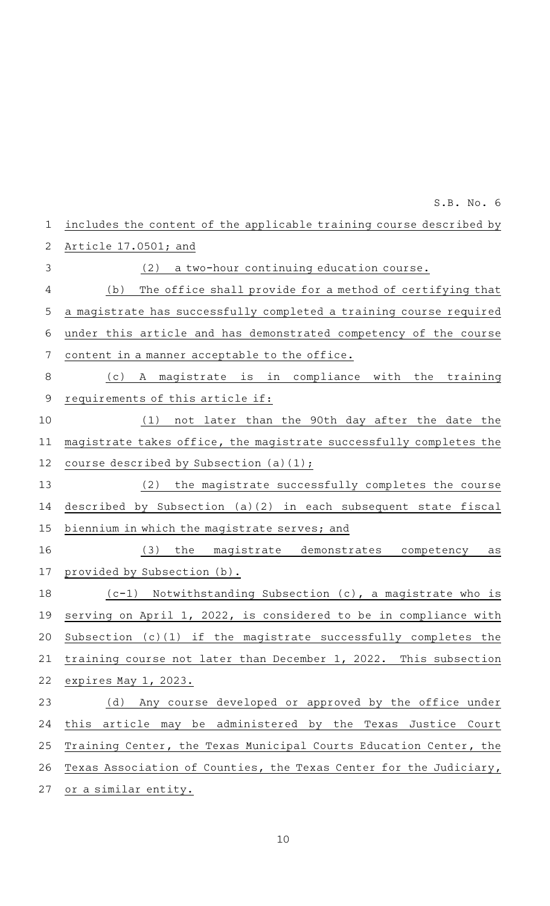includes the content of the applicable training course described by Article 17.0501; and

(2) a two-hour continuing education course.

(b) The office shall provide for a method of certifying that a magistrate has successfully completed a training course required under this article and has demonstrated competency of the course content in a manner acceptable to the office.

(c) A magistrate is in compliance with the training requirements of this article if:

(1) not later than the 90th day after the date the magistrate takes office, the magistrate successfully completes the course described by Subsection (a)(1);

(2) the magistrate successfully completes the course described by Subsection (a)(2) in each subsequent state fiscal biennium in which the magistrate serves; and

(3) the magistrate demonstrates competency as provided by Subsection (b).

(c-1) Notwithstanding Subsection (c), a magistrate who is serving on April 1, 2022, is considered to be in compliance with Subsection (c)(1) if the magistrate successfully completes the training course not later than December 1, 2022. This subsection expires May 1, 2023.

(d) Any course developed or approved by the office under this article may be administered by the Texas Justice Court Training Center, the Texas Municipal Courts Education Center, the Texas Association of Counties, the Texas Center for the Judiciary, or a similar entity.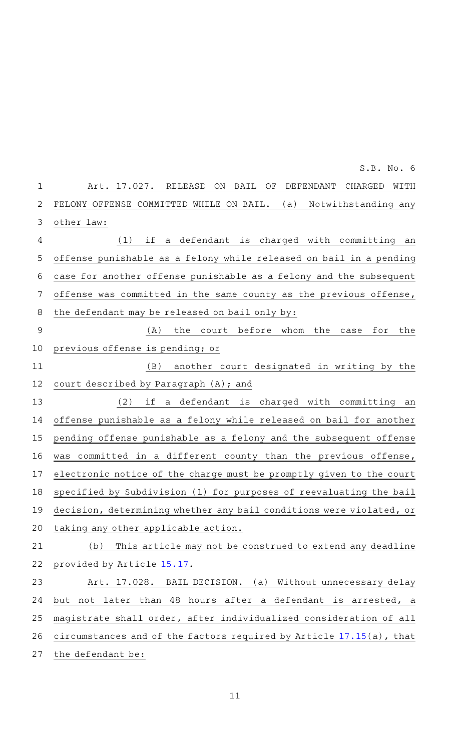Art. 17.027. RELEASE ON BAIL OF DEFENDANT CHARGED WITH FELONY OFFENSE COMMITTED WHILE ON BAIL. (a) Notwithstanding any other law:

(1) if a defendant is charged with committing an offense punishable as a felony while released on bail in a pending case for another offense punishable as a felony and the subsequent offense was committed in the same county as the previous offense, the defendant may be released on bail only by:

(A) the court before whom the case for the previous offense is pending; or

(B) another court designated in writing by the court described by Paragraph (A); and

(2) if a defendant is charged with committing an offense punishable as a felony while released on bail for another pending offense punishable as a felony and the subsequent offense was committed in a different county than the previous offense, electronic notice of the charge must be promptly given to the court specified by Subdivision (1) for purposes of reevaluating the bail decision, determining whether any bail conditions were violated, or taking any other applicable action.

(b) This article may not be construed to extend any deadline provided by Article 15.17.

Art. 17.028. BAIL DECISION. (a) Without unnecessary delay but not later than 48 hours after a defendant is arrested, a magistrate shall order, after individualized consideration of all circumstances and of the factors required by Article 17.15(a), that the defendant be: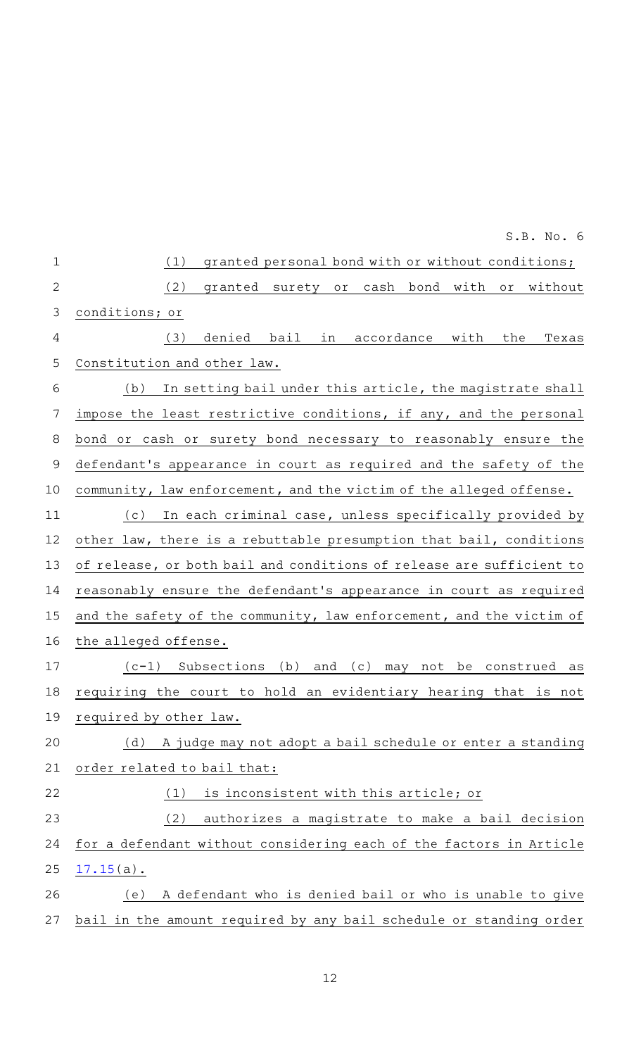(1) granted personal bond with or without conditions;

(2) granted surety or cash bond with or without conditions; or

(3) denied bail in accordance with the Texas Constitution and other law.

(b) In setting bail under this article, the magistrate shall impose the least restrictive conditions, if any, and the personal bond or cash or surety bond necessary to reasonably ensure the defendant's appearance in court as required and the safety of the community, law enforcement, and the victim of the alleged offense.

(c) In each criminal case, unless specifically provided by other law, there is a rebuttable presumption that bail, conditions of release, or both bail and conditions of release are sufficient to reasonably ensure the defendant's appearance in court as required and the safety of the community, law enforcement, and the victim of the alleged offense.

(c-1) Subsections (b) and (c) may not be construed as requiring the court to hold an evidentiary hearing that is not required by other law.

(d) A judge may not adopt a bail schedule or enter a standing order related to bail that:

(1) is inconsistent with this article; or

(2) authorizes a magistrate to make a bail decision for a defendant without considering each of the factors in Article 17.15(a).

(e) A defendant who is denied bail or who is unable to give bail in the amount required by any bail schedule or standing order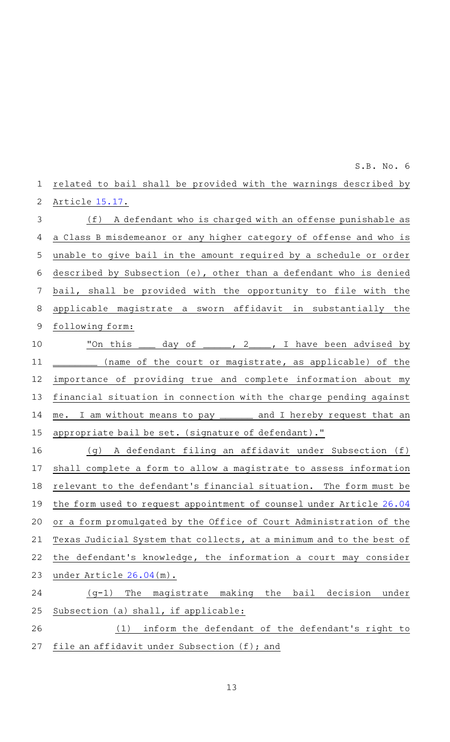related to bail shall be provided with the warnings described by Article 15.17.

(f) A defendant who is charged with an offense punishable as a Class B misdemeanor or any higher category of offense and who is unable to give bail in the amount required by a schedule or order described by Subsection (e), other than a defendant who is denied bail, shall be provided with the opportunity to file with the applicable magistrate a sworn affidavit in substantially the following form:

"On this ___ day of _____, 2____, I have been advised by ________ (name of the court or magistrate, as applicable) of the importance of providing true and complete information about my financial situation in connection with the charge pending against me. I am without means to pay ______ and I hereby request that an appropriate bail be set. (signature of defendant)."

(g) A defendant filing an affidavit under Subsection (f) shall complete a form to allow a magistrate to assess information relevant to the defendant's financial situation. The form must be the form used to request appointment of counsel under Article 26.04 or a form promulgated by the Office of Court Administration of the Texas Judicial System that collects, at a minimum and to the best of the defendant's knowledge, the information a court may consider under Article 26.04(m).

(g-1) The magistrate making the bail decision under Subsection (a) shall, if applicable:

(1) inform the defendant of the defendant's right to file an affidavit under Subsection (f); and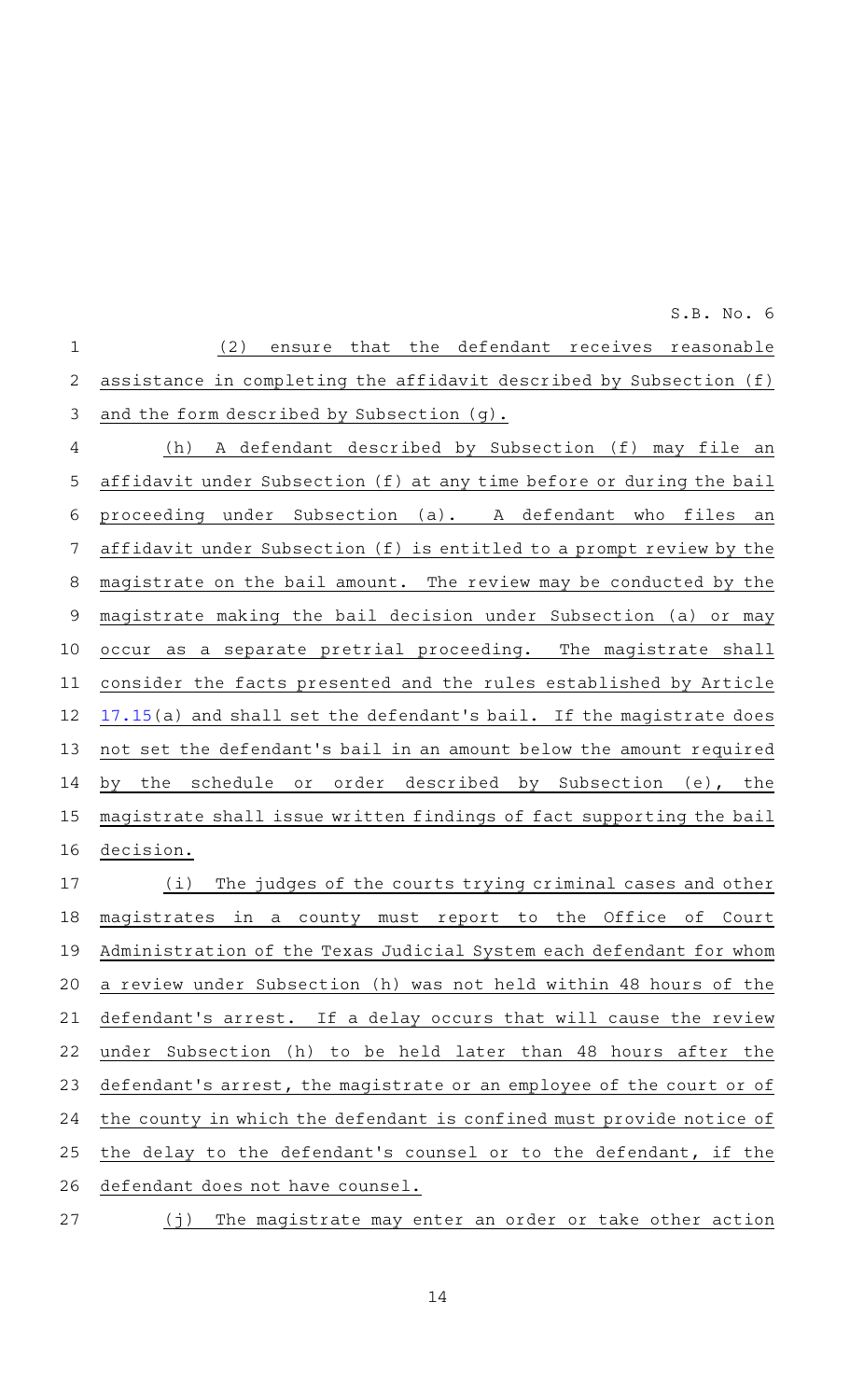(2) ensure that the defendant receives reasonable assistance in completing the affidavit described by Subsection (f) and the form described by Subsection (g).

(h) A defendant described by Subsection (f) may file an affidavit under Subsection (f) at any time before or during the bail proceeding under Subsection (a). A defendant who files an affidavit under Subsection (f) is entitled to a prompt review by the magistrate on the bail amount. The review may be conducted by the magistrate making the bail decision under Subsection (a) or may occur as a separate pretrial proceeding. The magistrate shall consider the facts presented and the rules established by Article 17.15(a) and shall set the defendant's bail. If the magistrate does not set the defendant's bail in an amount below the amount required by the schedule or order described by Subsection (e), the magistrate shall issue written findings of fact supporting the bail decision.

(i) The judges of the courts trying criminal cases and other magistrates in a county must report to the Office of Court Administration of the Texas Judicial System each defendant for whom a review under Subsection (h) was not held within 48 hours of the defendant's arrest. If a delay occurs that will cause the review under Subsection (h) to be held later than 48 hours after the defendant's arrest, the magistrate or an employee of the court or of the county in which the defendant is confined must provide notice of the delay to the defendant's counsel or to the defendant, if the defendant does not have counsel.

(j) The magistrate may enter an order or take other action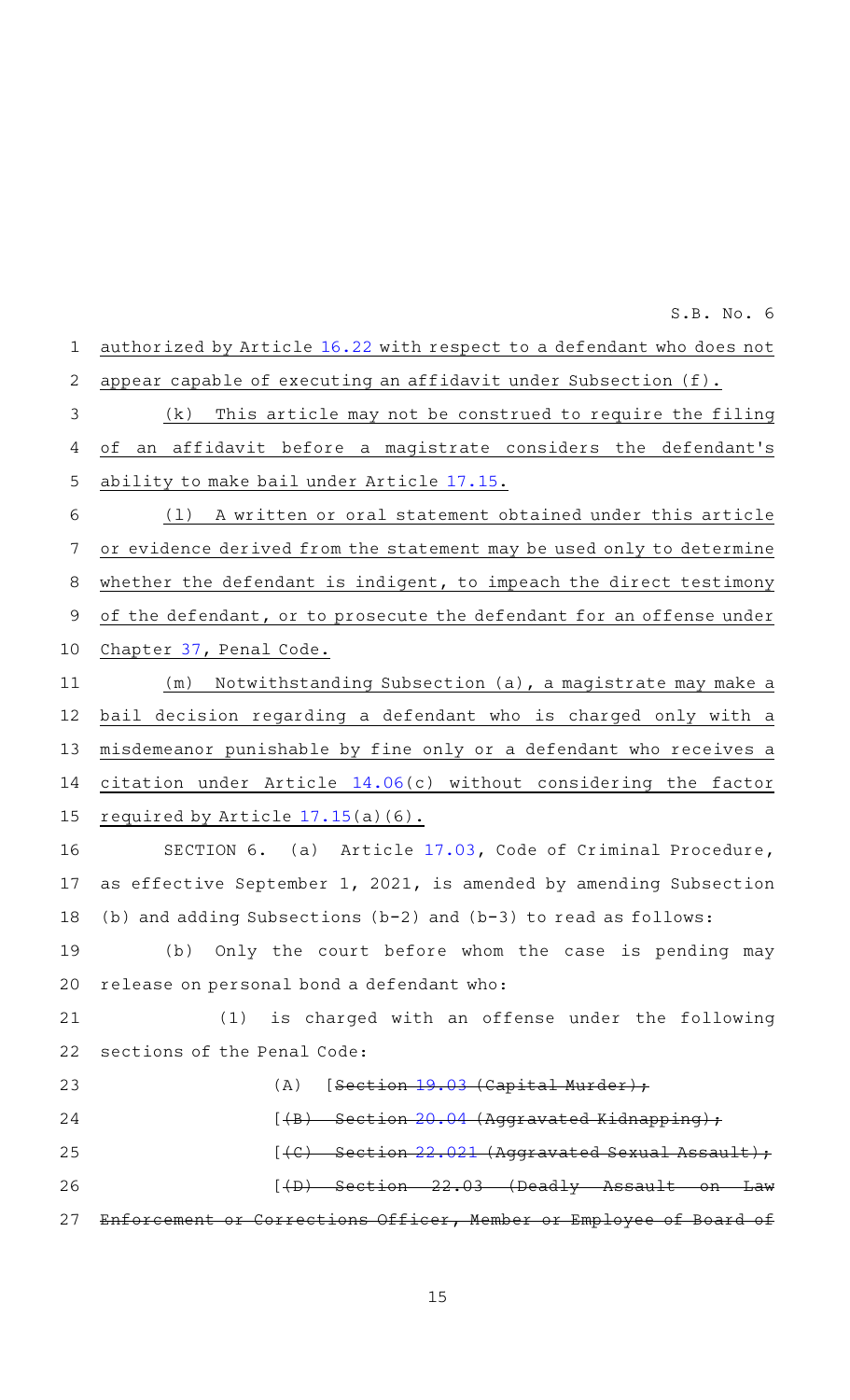authorized by Article 16.22 with respect to a defendant who does not appear capable of executing an affidavit under Subsection (f).

(k) This article may not be construed to require the filing of an affidavit before a magistrate considers the defendant's ability to make bail under Article 17.15.

(l) A written or oral statement obtained under this article or evidence derived from the statement may be used only to determine whether the defendant is indigent, to impeach the direct testimony of the defendant, or to prosecute the defendant for an offense under Chapter 37, Penal Code.

(m) Notwithstanding Subsection (a), a magistrate may make a bail decision regarding a defendant who is charged only with a misdemeanor punishable by fine only or a defendant who receives a citation under Article 14.06(c) without considering the factor required by Article 17.15(a)(6).

SECTION 6. (a) Article 17.03, Code of Criminal Procedure, as effective September 1, 2021, is amended by amending Subsection (b) and adding Subsections (b-2) and (b-3) to read as follows:

(b) Only the court before whom the case is pending may release on personal bond a defendant who:

(1) is charged with an offense under the following sections of the Penal Code:

(A) [~~Section 19.03 (Capital Murder);~~

[~~(B) Section 20.04 (Aggravated Kidnapping);~~

[~~(C) Section 22.021 (Aggravated Sexual Assault);~~

[~~(D) Section 22.03 (Deadly Assault on Law Enforcement or Corrections Officer, Member or Employee of Board of~~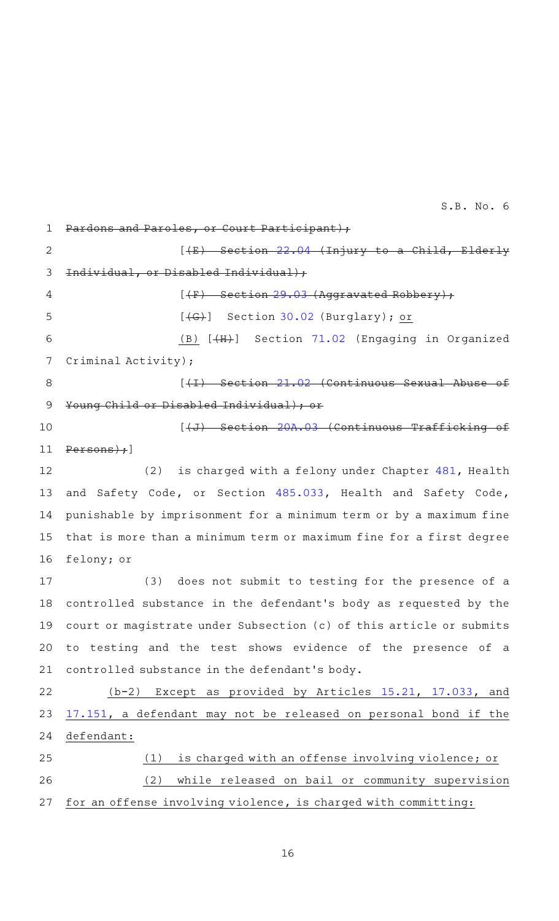~~Pardons and Paroles, or Court Participant);~~

[~~(E) Section 22.04 (Injury to a Child, Elderly Individual, or Disabled Individual);~~

[~~(F) Section 29.03 (Aggravated Robbery);~~

[~~(G)~~] Section 30.02 (Burglary); or

(B) [~~(H)~~] Section 71.02 (Engaging in Organized Criminal Activity);

[~~(I) Section 21.02 (Continuous Sexual Abuse of Young Child or Disabled Individual); or~~

[~~(J) Section 20A.03 (Continuous Trafficking of Persons);~~]

(2) is charged with a felony under Chapter 481, Health and Safety Code, or Section 485.033, Health and Safety Code, punishable by imprisonment for a minimum term or by a maximum fine that is more than a minimum term or maximum fine for a first degree felony; or

(3) does not submit to testing for the presence of a controlled substance in the defendant's body as requested by the court or magistrate under Subsection (c) of this article or submits to testing and the test shows evidence of the presence of a controlled substance in the defendant's body.

(b-2) Except as provided by Articles 15.21, 17.033, and 17.151, a defendant may not be released on personal bond if the defendant:

(1) is charged with an offense involving violence; or

(2) while released on bail or community supervision for an offense involving violence, is charged with committing: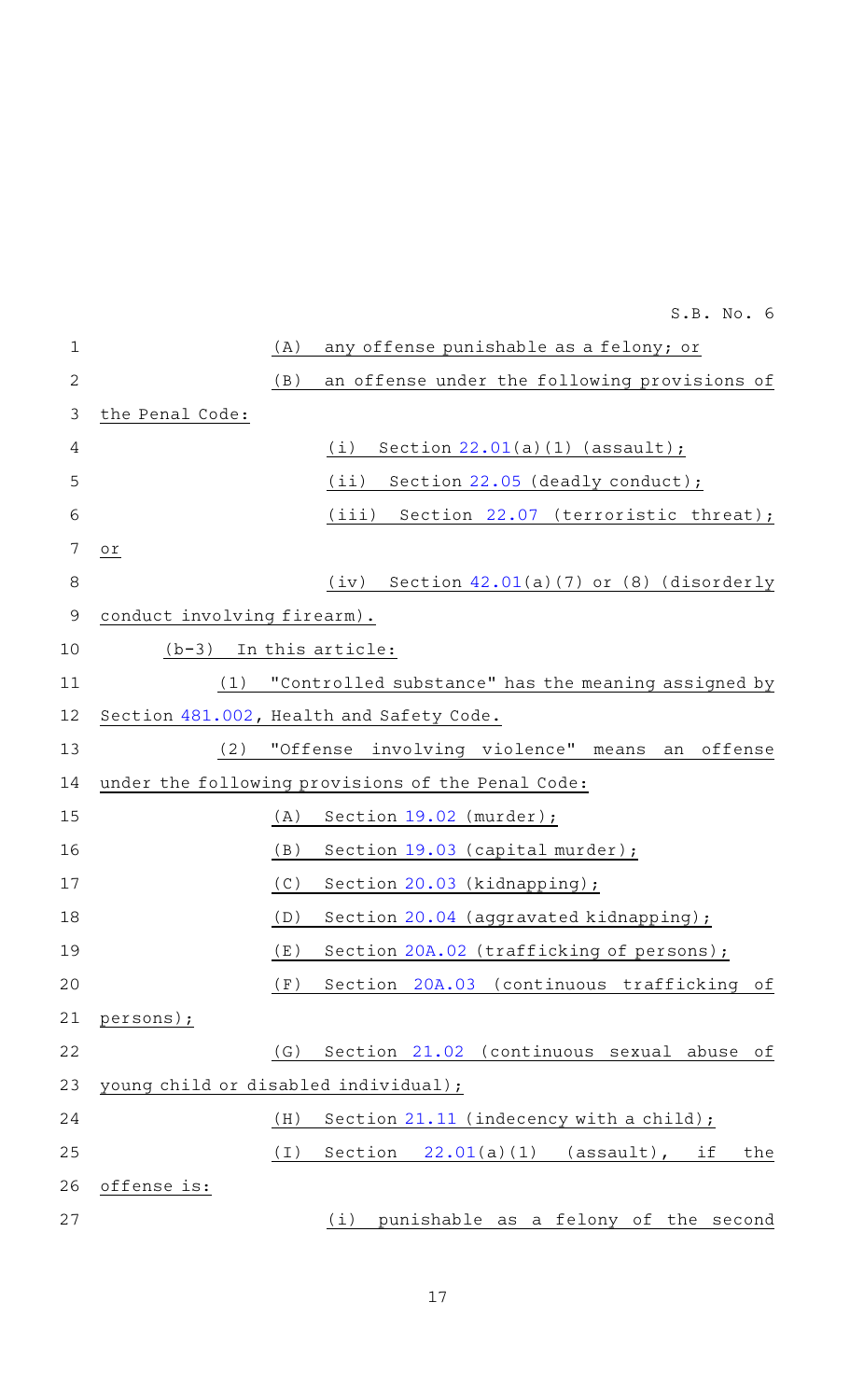(A) any offense punishable as a felony; or

(B) an offense under the following provisions of the Penal Code:

(i) Section 22.01(a)(1) (assault);

(ii) Section 22.05 (deadly conduct);

(iii) Section 22.07 (terroristic threat); or

(iv) Section 42.01(a)(7) or (8) (disorderly conduct involving firearm).

(b-3) In this article:

(1) "Controlled substance" has the meaning assigned by Section 481.002, Health and Safety Code.

(2) "Offense involving violence" means an offense under the following provisions of the Penal Code:

(A) Section 19.02 (murder);

(B) Section 19.03 (capital murder);

(C) Section 20.03 (kidnapping);

(D) Section 20.04 (aggravated kidnapping);

(E) Section 20A.02 (trafficking of persons);

(F) Section 20A.03 (continuous trafficking of persons);

(G) Section 21.02 (continuous sexual abuse of young child or disabled individual);

(H) Section 21.11 (indecency with a child);

(I) Section 22.01(a)(1) (assault), if the offense is:

(i) punishable as a felony of the second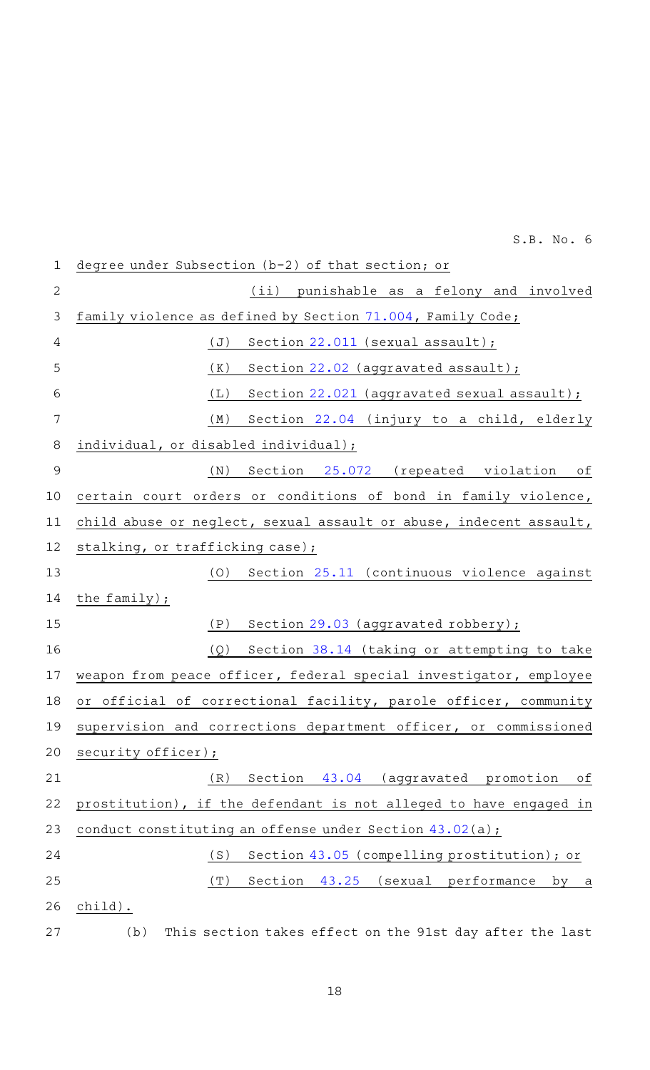degree under Subsection (b-2) of that section; or

(ii) punishable as a felony and involved family violence as defined by Section 71.004, Family Code;

(J) Section 22.011 (sexual assault);

(K) Section 22.02 (aggravated assault);

(L) Section 22.021 (aggravated sexual assault);

(M) Section 22.04 (injury to a child, elderly individual, or disabled individual);

(N) Section 25.072 (repeated violation of certain court orders or conditions of bond in family violence, child abuse or neglect, sexual assault or abuse, indecent assault, stalking, or trafficking case);

(O) Section 25.11 (continuous violence against the family);

(P) Section 29.03 (aggravated robbery);

(Q) Section 38.14 (taking or attempting to take weapon from peace officer, federal special investigator, employee or official of correctional facility, parole officer, community supervision and corrections department officer, or commissioned security officer);

(R) Section 43.04 (aggravated promotion of prostitution), if the defendant is not alleged to have engaged in conduct constituting an offense under Section 43.02(a);

(S) Section 43.05 (compelling prostitution); or

(T) Section 43.25 (sexual performance by a child).

(b) This section takes effect on the 91st day after the last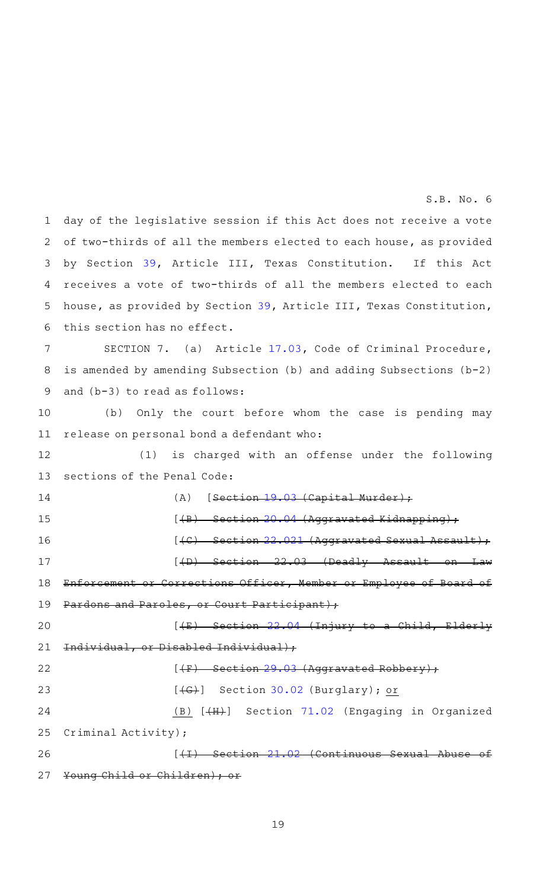day of the legislative session if this Act does not receive a vote of two-thirds of all the members elected to each house, as provided by Section 39, Article III, Texas Constitution. If this Act receives a vote of two-thirds of all the members elected to each house, as provided by Section 39, Article III, Texas Constitution, this section has no effect.

SECTION 7. (a) Article 17.03, Code of Criminal Procedure, is amended by amending Subsection (b) and adding Subsections (b-2) and (b-3) to read as follows:

(b) Only the court before whom the case is pending may release on personal bond a defendant who:

(1) is charged with an offense under the following sections of the Penal Code:

(A) [~~Section 19.03 (Capital Murder);~~

[~~(B) Section 20.04 (Aggravated Kidnapping);~~

[~~(C) Section 22.021 (Aggravated Sexual Assault);~~

[~~(D) Section 22.03 (Deadly Assault on Law Enforcement or Corrections Officer, Member or Employee of Board of Pardons and Paroles, or Court Participant);~~

[~~(E) Section 22.04 (Injury to a Child, Elderly Individual, or Disabled Individual);~~

[~~(F) Section 29.03 (Aggravated Robbery);~~

[~~(G)~~] Section 30.02 (Burglary); <u>or</u>

<u>(B)</u> [~~(H)~~] Section 71.02 (Engaging in Organized Criminal Activity);

[~~(I) Section 21.02 (Continuous Sexual Abuse of Young Child or Children); or~~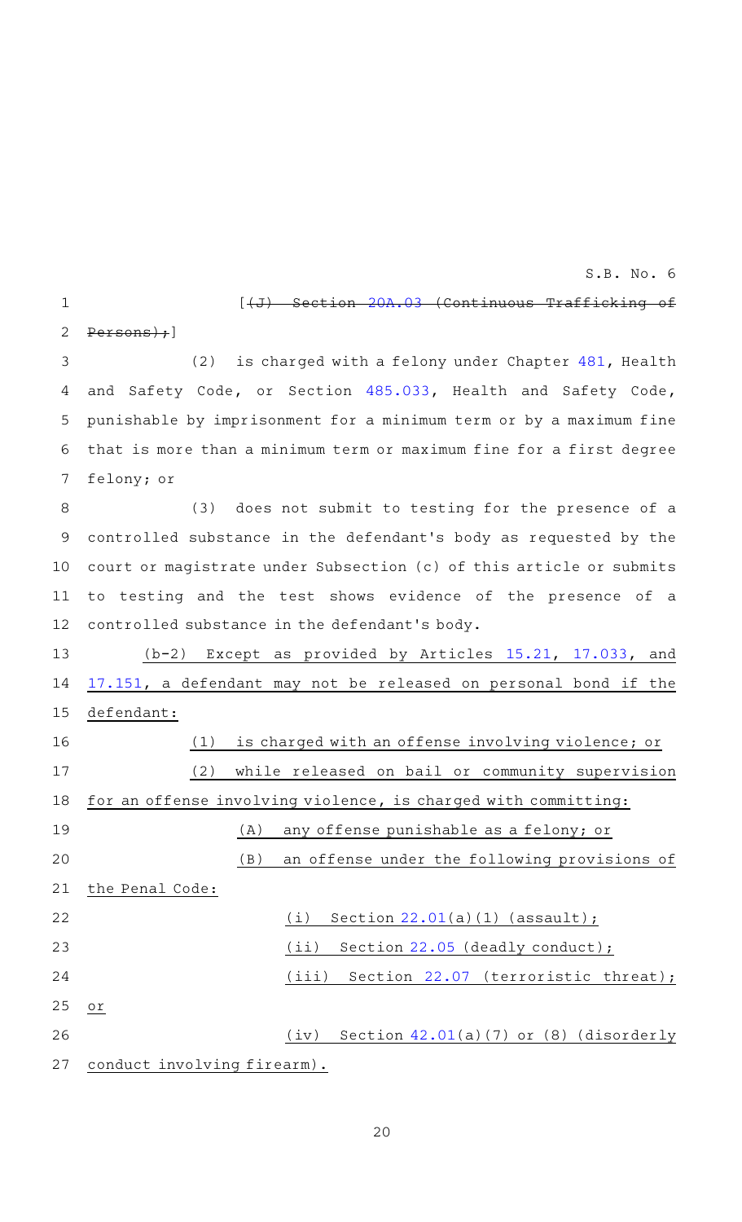[~~(J) Section 20A.03 (Continuous Trafficking of Persons);~~]

(2) is charged with a felony under Chapter 481, Health and Safety Code, or Section 485.033, Health and Safety Code, punishable by imprisonment for a minimum term or by a maximum fine that is more than a minimum term or maximum fine for a first degree felony; or

(3) does not submit to testing for the presence of a controlled substance in the defendant's body as requested by the court or magistrate under Subsection (c) of this article or submits to testing and the test shows evidence of the presence of a controlled substance in the defendant's body.

<u>(b-2) Except as provided by Articles 15.21, 17.033, and 17.151, a defendant may not be released on personal bond if the defendant:</u>

<u>(1) is charged with an offense involving violence; or</u>

<u>(2) while released on bail or community supervision for an offense involving violence, is charged with committing:</u>

<u>(A) any offense punishable as a felony; or</u>

<u>(B) an offense under the following provisions of the Penal Code:</u>

<u>(i) Section 22.01(a)(1) (assault);</u>

<u>(ii) Section 22.05 (deadly conduct);</u>

<u>(iii) Section 22.07 (terroristic threat); or</u>

<u>(iv) Section 42.01(a)(7) or (8) (disorderly conduct involving firearm).</u>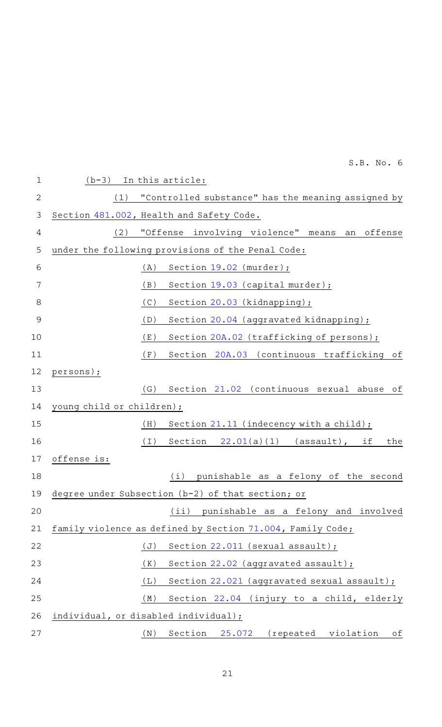(b-3) In this article:

(1) "Controlled substance" has the meaning assigned by Section 481.002, Health and Safety Code.

(2) "Offense involving violence" means an offense under the following provisions of the Penal Code:

(A) Section 19.02 (murder);

(B) Section 19.03 (capital murder);

(C) Section 20.03 (kidnapping);

(D) Section 20.04 (aggravated kidnapping);

(E) Section 20A.02 (trafficking of persons);

(F) Section 20A.03 (continuous trafficking of persons);

(G) Section 21.02 (continuous sexual abuse of young child or children);

(H) Section 21.11 (indecency with a child);

(I) Section 22.01(a)(1) (assault), if the offense is:

(i) punishable as a felony of the second degree under Subsection (b-2) of that section; or

(ii) punishable as a felony and involved family violence as defined by Section 71.004, Family Code;

(J) Section 22.011 (sexual assault);

(K) Section 22.02 (aggravated assault);

(L) Section 22.021 (aggravated sexual assault);

(M) Section 22.04 (injury to a child, elderly individual, or disabled individual);

(N) Section 25.072 (repeated violation of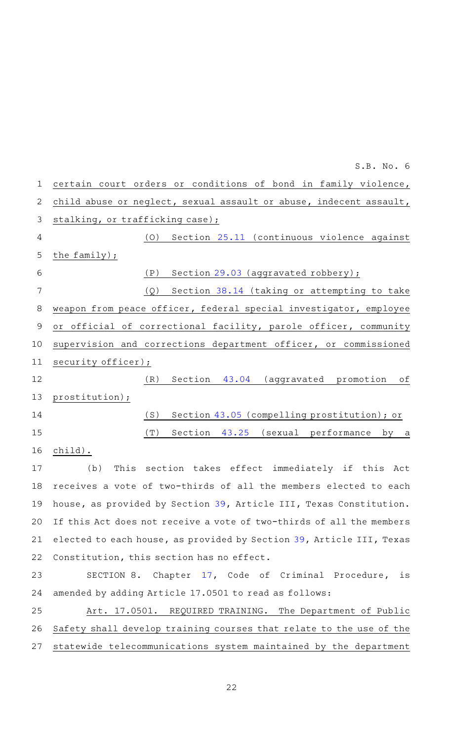certain court orders or conditions of bond in family violence, child abuse or neglect, sexual assault or abuse, indecent assault, stalking, or trafficking case);

(O) Section 25.11 (continuous violence against the family);

(P) Section 29.03 (aggravated robbery);

(Q) Section 38.14 (taking or attempting to take weapon from peace officer, federal special investigator, employee or official of correctional facility, parole officer, community supervision and corrections department officer, or commissioned security officer);

(R) Section 43.04 (aggravated promotion of prostitution);

(S) Section 43.05 (compelling prostitution); or

(T) Section 43.25 (sexual performance by a child).

(b) This section takes effect immediately if this Act receives a vote of two-thirds of all the members elected to each house, as provided by Section 39, Article III, Texas Constitution. If this Act does not receive a vote of two-thirds of all the members elected to each house, as provided by Section 39, Article III, Texas Constitution, this section has no effect.

SECTION 8. Chapter 17, Code of Criminal Procedure, is amended by adding Article 17.0501 to read as follows:

Art. 17.0501. REQUIRED TRAINING. The Department of Public Safety shall develop training courses that relate to the use of the statewide telecommunications system maintained by the department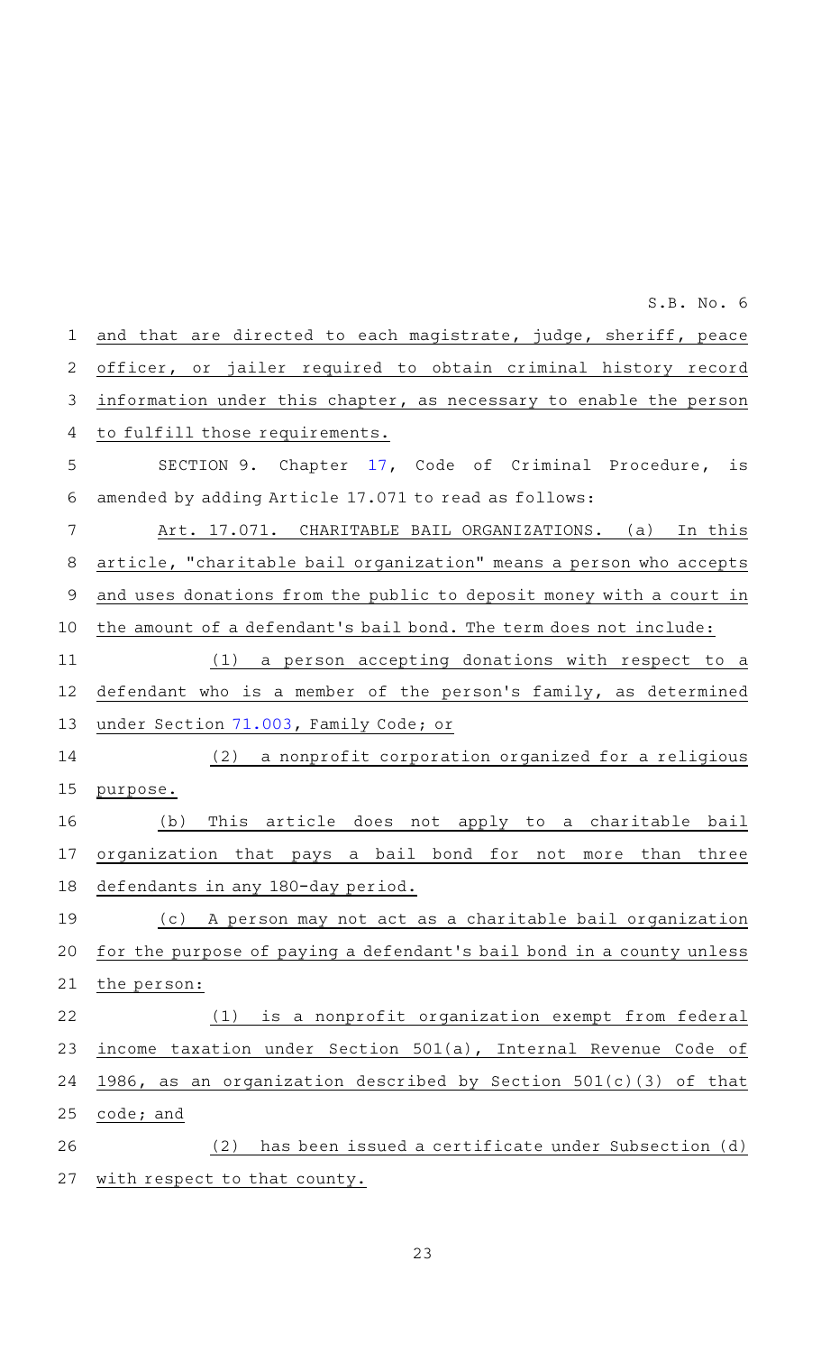and that are directed to each magistrate, judge, sheriff, peace officer, or jailer required to obtain criminal history record information under this chapter, as necessary to enable the person to fulfill those requirements.

SECTION 9. Chapter 17, Code of Criminal Procedure, is amended by adding Article 17.071 to read as follows:

Art. 17.071. CHARITABLE BAIL ORGANIZATIONS. (a) In this article, "charitable bail organization" means a person who accepts and uses donations from the public to deposit money with a court in the amount of a defendant's bail bond. The term does not include:

(1) a person accepting donations with respect to a defendant who is a member of the person's family, as determined under Section 71.003, Family Code; or

(2) a nonprofit corporation organized for a religious purpose.

(b) This article does not apply to a charitable bail organization that pays a bail bond for not more than three defendants in any 180-day period.

(c) A person may not act as a charitable bail organization for the purpose of paying a defendant's bail bond in a county unless the person:

(1) is a nonprofit organization exempt from federal income taxation under Section 501(a), Internal Revenue Code of 1986, as an organization described by Section 501(c)(3) of that code; and

(2) has been issued a certificate under Subsection (d) with respect to that county.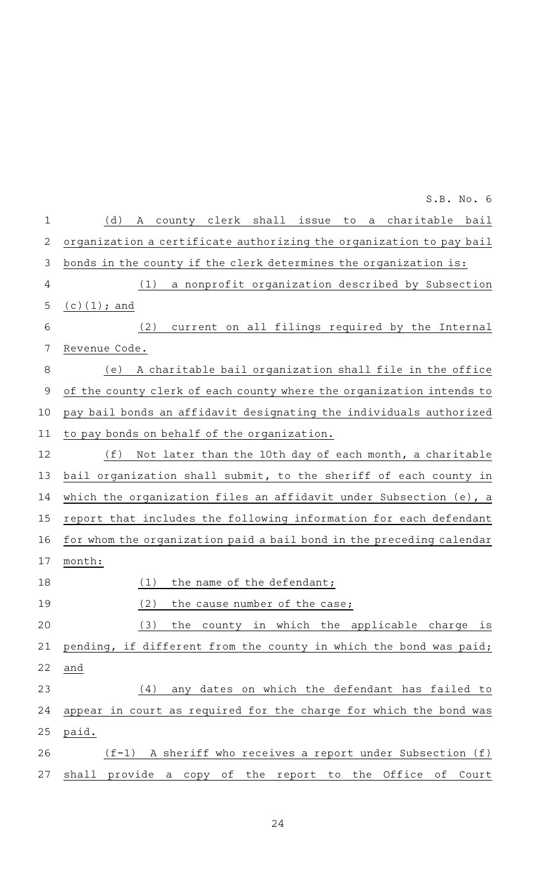(d) A county clerk shall issue to a charitable bail organization a certificate authorizing the organization to pay bail bonds in the county if the clerk determines the organization is:

(1) a nonprofit organization described by Subsection (c)(1); and

(2) current on all filings required by the Internal Revenue Code.

(e) A charitable bail organization shall file in the office of the county clerk of each county where the organization intends to pay bail bonds an affidavit designating the individuals authorized to pay bonds on behalf of the organization.

(f) Not later than the 10th day of each month, a charitable bail organization shall submit, to the sheriff of each county in which the organization files an affidavit under Subsection (e), a report that includes the following information for each defendant for whom the organization paid a bail bond in the preceding calendar month:

(1) the name of the defendant;

(2) the cause number of the case;

(3) the county in which the applicable charge is pending, if different from the county in which the bond was paid; and

(4) any dates on which the defendant has failed to appear in court as required for the charge for which the bond was paid.

(f-1) A sheriff who receives a report under Subsection (f) shall provide a copy of the report to the Office of Court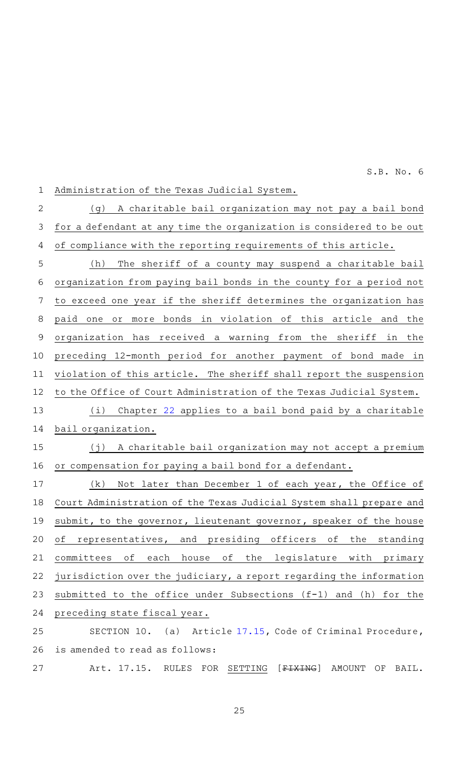Administration of the Texas Judicial System.

(g) A charitable bail organization may not pay a bail bond for a defendant at any time the organization is considered to be out of compliance with the reporting requirements of this article.

(h) The sheriff of a county may suspend a charitable bail organization from paying bail bonds in the county for a period not to exceed one year if the sheriff determines the organization has paid one or more bonds in violation of this article and the organization has received a warning from the sheriff in the preceding 12-month period for another payment of bond made in violation of this article. The sheriff shall report the suspension to the Office of Court Administration of the Texas Judicial System.

(i) Chapter 22 applies to a bail bond paid by a charitable bail organization.

(j) A charitable bail organization may not accept a premium or compensation for paying a bail bond for a defendant.

(k) Not later than December 1 of each year, the Office of Court Administration of the Texas Judicial System shall prepare and submit, to the governor, lieutenant governor, speaker of the house of representatives, and presiding officers of the standing committees of each house of the legislature with primary jurisdiction over the judiciary, a report regarding the information submitted to the office under Subsections (f-1) and (h) for the preceding state fiscal year.

SECTION 10. (a) Article 17.15, Code of Criminal Procedure, is amended to read as follows:

Art. 17.15. RULES FOR SETTING [~~FIXING~~] AMOUNT OF BAIL.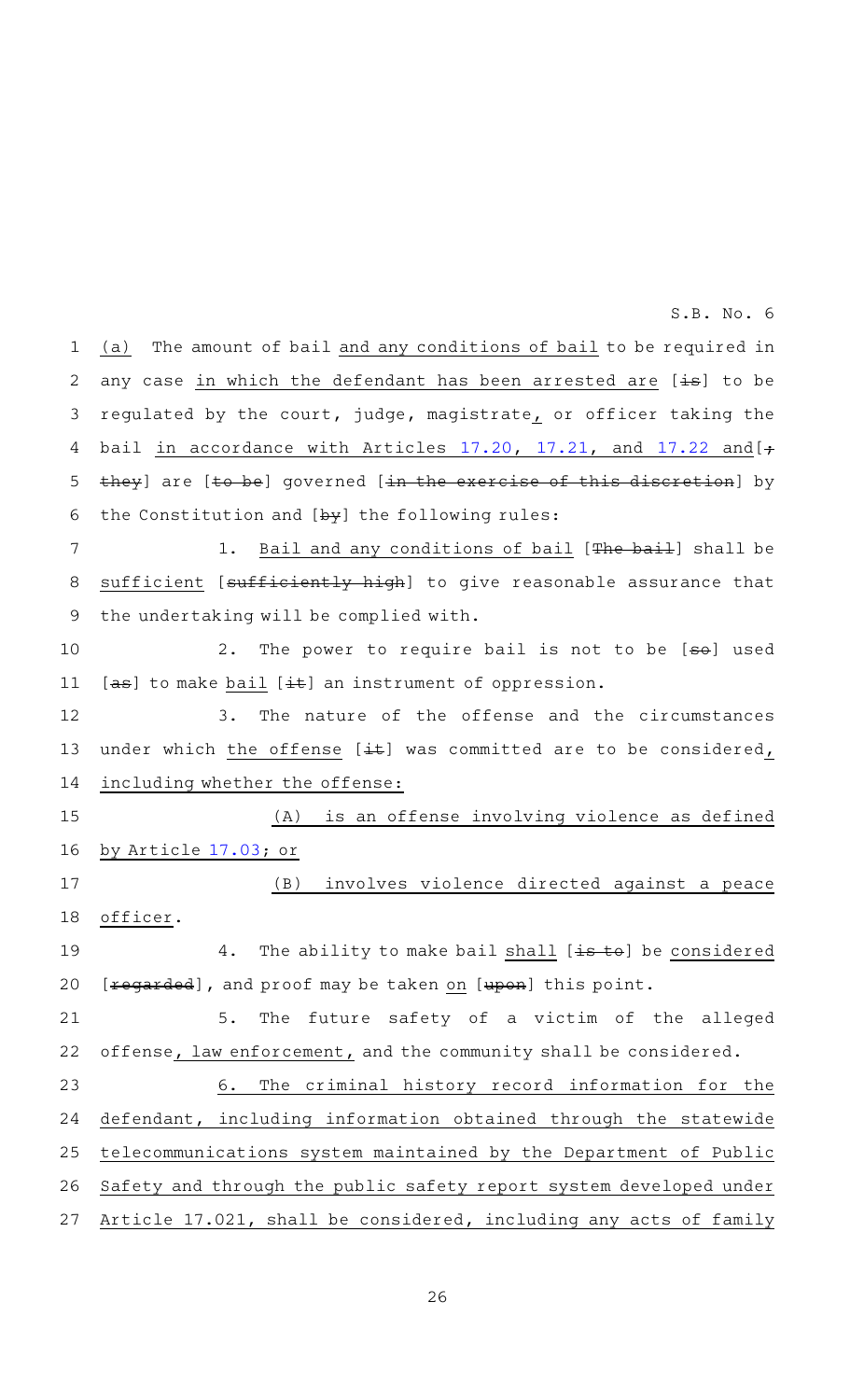(a) The amount of bail and any conditions of bail to be required in any case in which the defendant has been arrested are [~~is~~] to be regulated by the court, judge, magistrate, or officer taking the bail in accordance with Articles 17.20, 17.21, and 17.22 and[~~; they~~] are [~~to be~~] governed [~~in the exercise of this discretion~~] by the Constitution and [~~by~~] the following rules:

1. Bail and any conditions of bail [~~The bail~~] shall be sufficient [~~sufficiently high~~] to give reasonable assurance that the undertaking will be complied with.

2. The power to require bail is not to be [~~so~~] used [~~as~~] to make bail [~~it~~] an instrument of oppression.

3. The nature of the offense and the circumstances under which the offense [~~it~~] was committed are to be considered, including whether the offense:

(A) is an offense involving violence as defined by Article 17.03; or

(B) involves violence directed against a peace officer.

4. The ability to make bail shall [~~is to~~] be considered [~~regarded~~], and proof may be taken on [~~upon~~] this point.

5. The future safety of a victim of the alleged offense, law enforcement, and the community shall be considered.

6. The criminal history record information for the defendant, including information obtained through the statewide telecommunications system maintained by the Department of Public Safety and through the public safety report system developed under Article 17.021, shall be considered, including any acts of family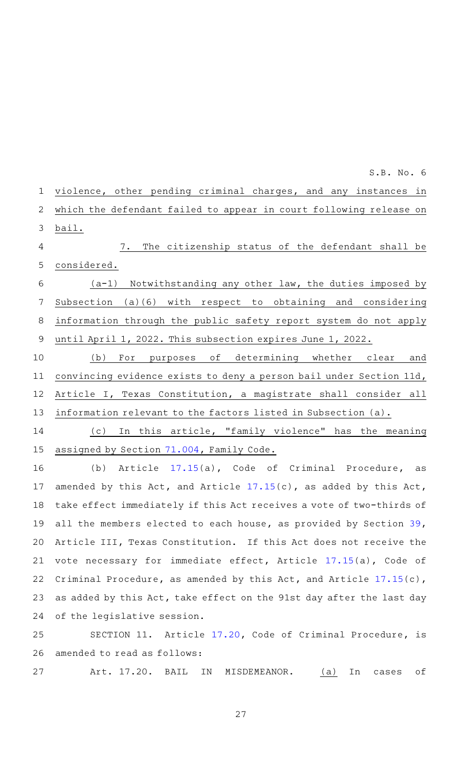violence, other pending criminal charges, and any instances in which the defendant failed to appear in court following release on bail.

7. The citizenship status of the defendant shall be considered.

(a-1) Notwithstanding any other law, the duties imposed by Subsection (a)(6) with respect to obtaining and considering information through the public safety report system do not apply until April 1, 2022. This subsection expires June 1, 2022.

(b) For purposes of determining whether clear and convincing evidence exists to deny a person bail under Section 11d, Article I, Texas Constitution, a magistrate shall consider all information relevant to the factors listed in Subsection (a).

(c) In this article, "family violence" has the meaning assigned by Section 71.004, Family Code.

(b) Article 17.15(a), Code of Criminal Procedure, as amended by this Act, and Article 17.15(c), as added by this Act, take effect immediately if this Act receives a vote of two-thirds of all the members elected to each house, as provided by Section 39, Article III, Texas Constitution. If this Act does not receive the vote necessary for immediate effect, Article 17.15(a), Code of Criminal Procedure, as amended by this Act, and Article 17.15(c), as added by this Act, take effect on the 91st day after the last day of the legislative session.

SECTION 11. Article 17.20, Code of Criminal Procedure, is amended to read as follows:

Art. 17.20. BAIL IN MISDEMEANOR. (a) In cases of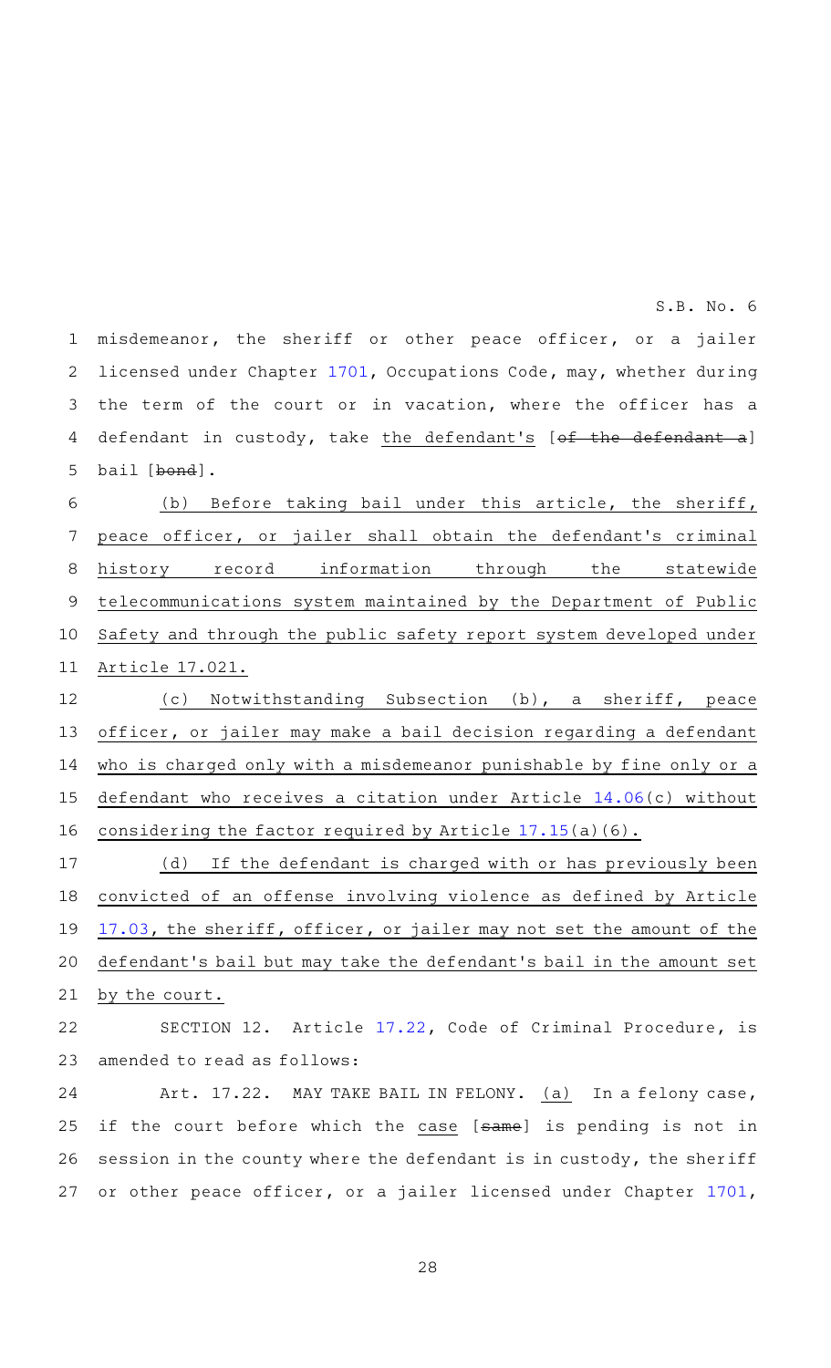misdemeanor, the sheriff or other peace officer, or a jailer licensed under Chapter 1701, Occupations Code, may, whether during the term of the court or in vacation, where the officer has a defendant in custody, take the defendant's [~~of the defendant a~~] bail [~~bond~~].

(b) Before taking bail under this article, the sheriff, peace officer, or jailer shall obtain the defendant's criminal history record information through the statewide telecommunications system maintained by the Department of Public Safety and through the public safety report system developed under Article 17.021.

(c) Notwithstanding Subsection (b), a sheriff, peace officer, or jailer may make a bail decision regarding a defendant who is charged only with a misdemeanor punishable by fine only or a defendant who receives a citation under Article 14.06(c) without considering the factor required by Article 17.15(a)(6).

(d) If the defendant is charged with or has previously been convicted of an offense involving violence as defined by Article 17.03, the sheriff, officer, or jailer may not set the amount of the defendant's bail but may take the defendant's bail in the amount set by the court.

SECTION 12. Article 17.22, Code of Criminal Procedure, is amended to read as follows:

Art. 17.22. MAY TAKE BAIL IN FELONY. (a) In a felony case, if the court before which the case [~~same~~] is pending is not in session in the county where the defendant is in custody, the sheriff or other peace officer, or a jailer licensed under Chapter 1701,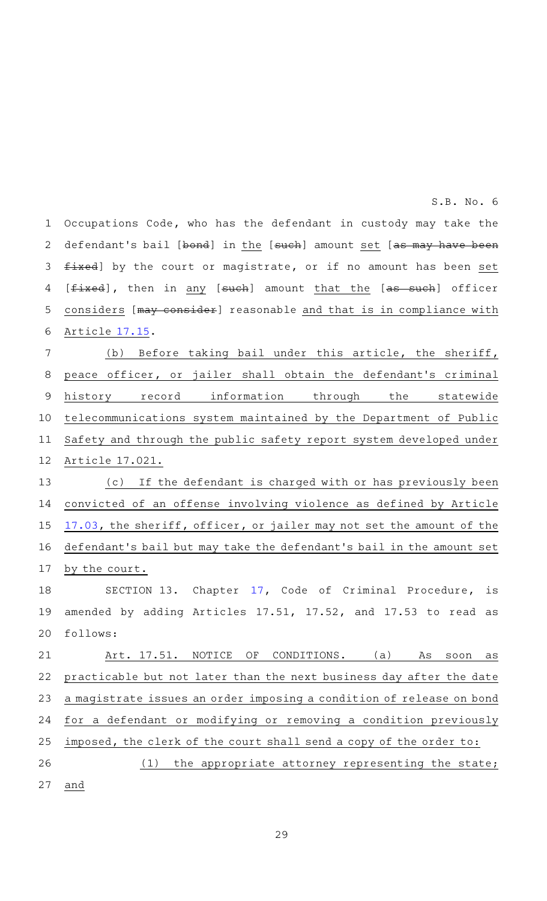Occupations Code, who has the defendant in custody may take the defendant's bail [~~bond~~] in the [~~such~~] amount set [~~as may have been fixed~~] by the court or magistrate, or if no amount has been set [~~fixed~~], then in any [~~such~~] amount that the [~~as such~~] officer considers [~~may consider~~] reasonable and that is in compliance with Article 17.15.

(b) Before taking bail under this article, the sheriff, peace officer, or jailer shall obtain the defendant's criminal history record information through the statewide telecommunications system maintained by the Department of Public Safety and through the public safety report system developed under Article 17.021.

(c) If the defendant is charged with or has previously been convicted of an offense involving violence as defined by Article 17.03, the sheriff, officer, or jailer may not set the amount of the defendant's bail but may take the defendant's bail in the amount set by the court.

SECTION 13. Chapter 17, Code of Criminal Procedure, is amended by adding Articles 17.51, 17.52, and 17.53 to read as follows:

Art. 17.51. NOTICE OF CONDITIONS. (a) As soon as practicable but not later than the next business day after the date a magistrate issues an order imposing a condition of release on bond for a defendant or modifying or removing a condition previously imposed, the clerk of the court shall send a copy of the order to:

(1) the appropriate attorney representing the state; and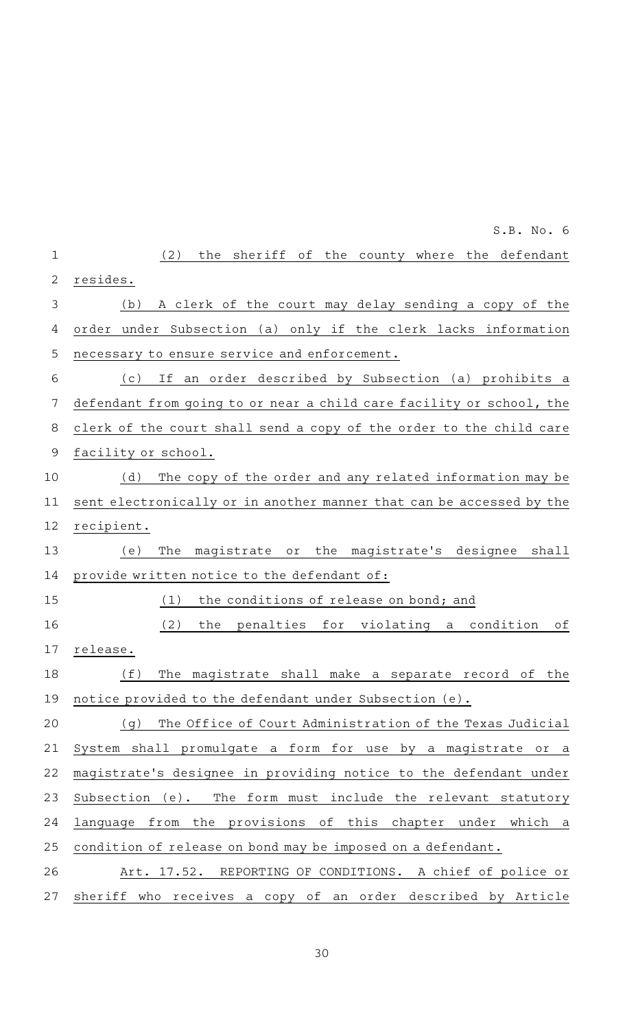(2) the sheriff of the county where the defendant resides.

(b) A clerk of the court may delay sending a copy of the order under Subsection (a) only if the clerk lacks information necessary to ensure service and enforcement.

(c) If an order described by Subsection (a) prohibits a defendant from going to or near a child care facility or school, the clerk of the court shall send a copy of the order to the child care facility or school.

(d) The copy of the order and any related information may be sent electronically or in another manner that can be accessed by the recipient.

(e) The magistrate or the magistrate's designee shall provide written notice to the defendant of:

(1) the conditions of release on bond; and

(2) the penalties for violating a condition of release.

(f) The magistrate shall make a separate record of the notice provided to the defendant under Subsection (e).

(g) The Office of Court Administration of the Texas Judicial System shall promulgate a form for use by a magistrate or a magistrate's designee in providing notice to the defendant under Subsection (e). The form must include the relevant statutory language from the provisions of this chapter under which a condition of release on bond may be imposed on a defendant.

Art. 17.52. REPORTING OF CONDITIONS. A chief of police or sheriff who receives a copy of an order described by Article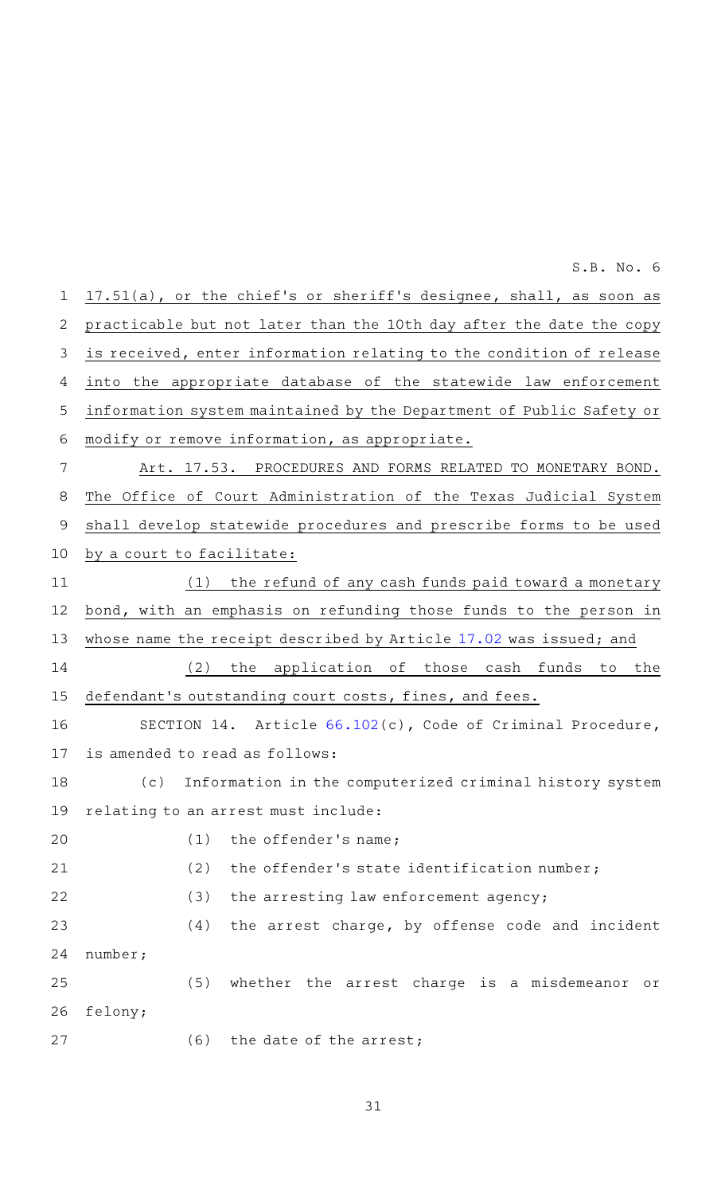17.51(a), or the chief's or sheriff's designee, shall, as soon as practicable but not later than the 10th day after the date the copy is received, enter information relating to the condition of release into the appropriate database of the statewide law enforcement information system maintained by the Department of Public Safety or modify or remove information, as appropriate.

Art. 17.53. PROCEDURES AND FORMS RELATED TO MONETARY BOND. The Office of Court Administration of the Texas Judicial System shall develop statewide procedures and prescribe forms to be used by a court to facilitate:

(1) the refund of any cash funds paid toward a monetary bond, with an emphasis on refunding those funds to the person in whose name the receipt described by Article 17.02 was issued; and

(2) the application of those cash funds to the defendant's outstanding court costs, fines, and fees.

SECTION 14. Article 66.102(c), Code of Criminal Procedure, is amended to read as follows:

(c) Information in the computerized criminal history system relating to an arrest must include:

(1) the offender's name;

(2) the offender's state identification number;

(3) the arresting law enforcement agency;

(4) the arrest charge, by offense code and incident number;

(5) whether the arrest charge is a misdemeanor or felony;

(6) the date of the arrest;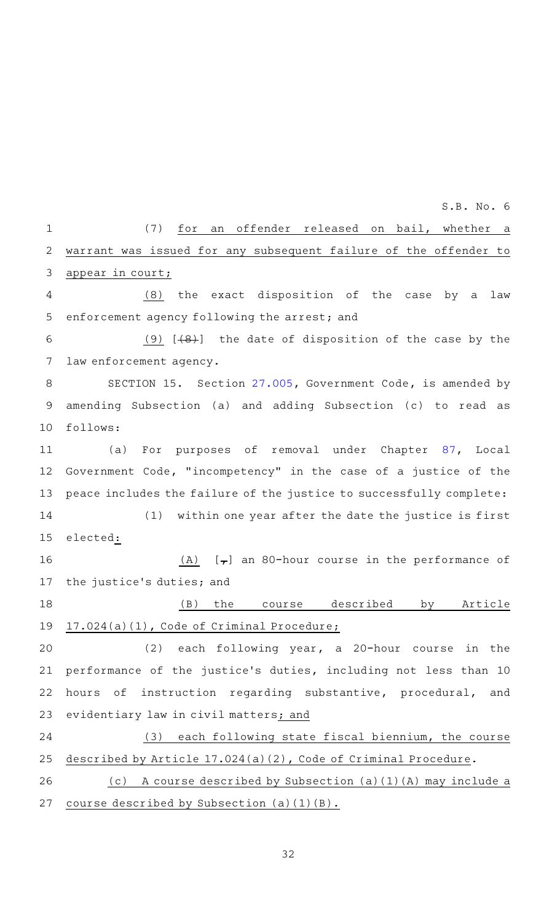(7) for an offender released on bail, whether a warrant was issued for any subsequent failure of the offender to appear in court;

(8) the exact disposition of the case by a law enforcement agency following the arrest; and

(9) [(8)] the date of disposition of the case by the law enforcement agency.

SECTION 15. Section 27.005, Government Code, is amended by amending Subsection (a) and adding Subsection (c) to read as follows:

(a) For purposes of removal under Chapter 87, Local Government Code, "incompetency" in the case of a justice of the peace includes the failure of the justice to successfully complete:

(1) within one year after the date the justice is first elected:

(A) [,] an 80-hour course in the performance of the justice's duties; and

(B) the course described by Article 17.024(a)(1), Code of Criminal Procedure;

(2) each following year, a 20-hour course in the performance of the justice's duties, including not less than 10 hours of instruction regarding substantive, procedural, and evidentiary law in civil matters; and

(3) each following state fiscal biennium, the course described by Article 17.024(a)(2), Code of Criminal Procedure.

(c) A course described by Subsection (a)(1)(A) may include a course described by Subsection (a)(1)(B).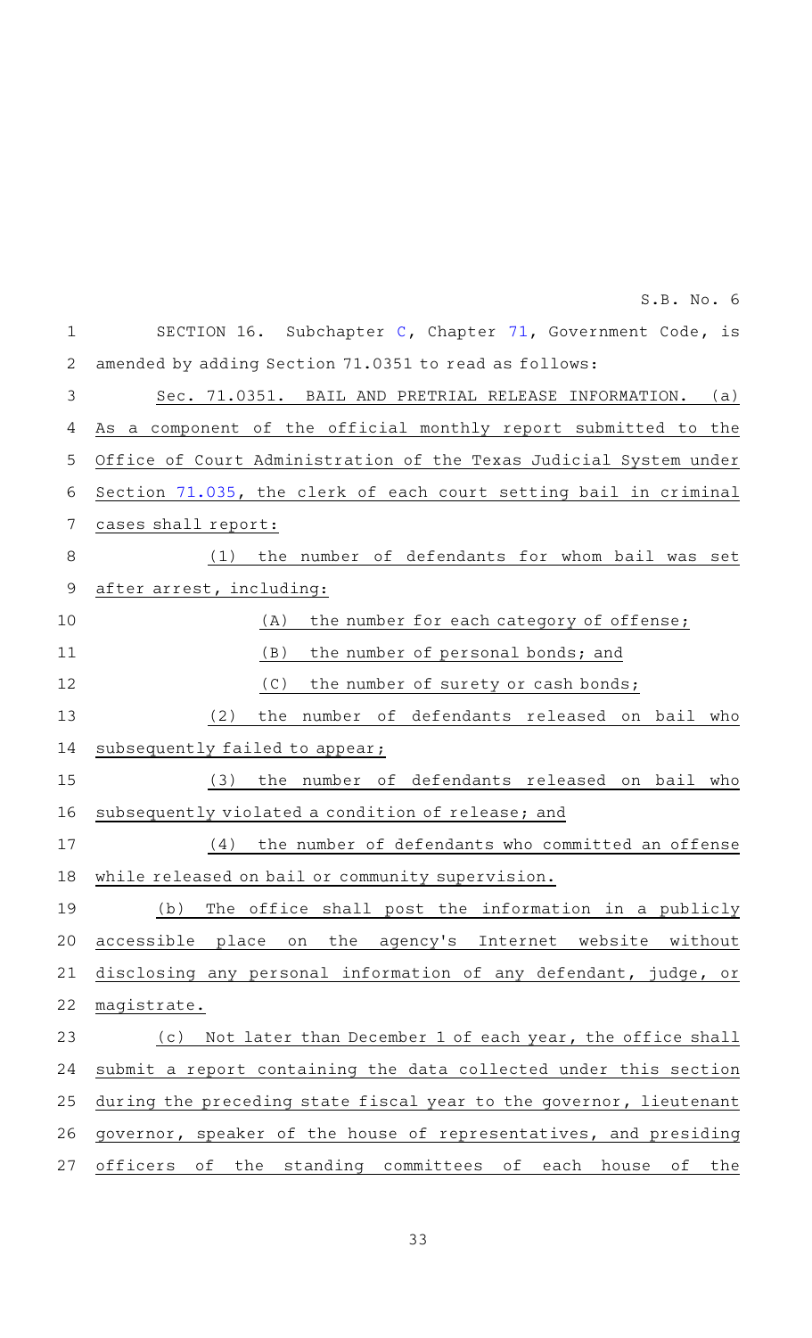SECTION 16. Subchapter C, Chapter 71, Government Code, is amended by adding Section 71.0351 to read as follows:

Sec. 71.0351. BAIL AND PRETRIAL RELEASE INFORMATION. (a) As a component of the official monthly report submitted to the Office of Court Administration of the Texas Judicial System under Section 71.035, the clerk of each court setting bail in criminal cases shall report:

(1) the number of defendants for whom bail was set after arrest, including:

(A) the number for each category of offense;

(B) the number of personal bonds; and

(C) the number of surety or cash bonds;

(2) the number of defendants released on bail who subsequently failed to appear;

(3) the number of defendants released on bail who subsequently violated a condition of release; and

(4) the number of defendants who committed an offense while released on bail or community supervision.

(b) The office shall post the information in a publicly accessible place on the agency's Internet website without disclosing any personal information of any defendant, judge, or magistrate.

(c) Not later than December 1 of each year, the office shall submit a report containing the data collected under this section during the preceding state fiscal year to the governor, lieutenant governor, speaker of the house of representatives, and presiding officers of the standing committees of each house of the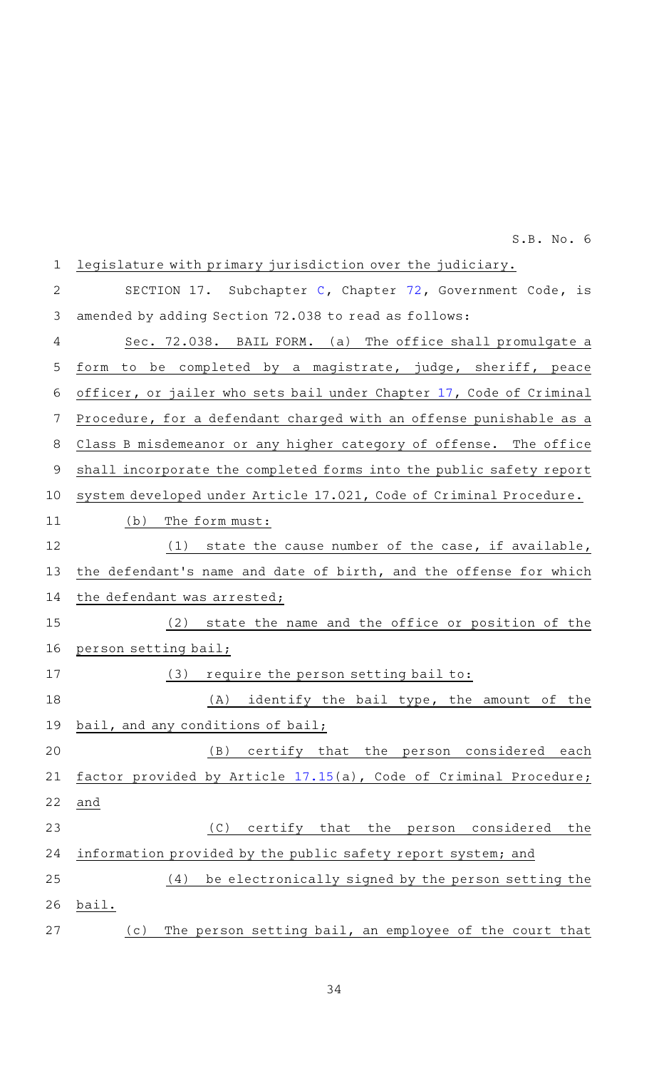legislature with primary jurisdiction over the judiciary.

SECTION 17. Subchapter C, Chapter 72, Government Code, is amended by adding Section 72.038 to read as follows:

Sec. 72.038. BAIL FORM. (a) The office shall promulgate a form to be completed by a magistrate, judge, sheriff, peace officer, or jailer who sets bail under Chapter 17, Code of Criminal Procedure, for a defendant charged with an offense punishable as a Class B misdemeanor or any higher category of offense. The office shall incorporate the completed forms into the public safety report system developed under Article 17.021, Code of Criminal Procedure.

(b) The form must:

(1) state the cause number of the case, if available, the defendant's name and date of birth, and the offense for which the defendant was arrested;

(2) state the name and the office or position of the person setting bail;

(3) require the person setting bail to:

(A) identify the bail type, the amount of the bail, and any conditions of bail;

(B) certify that the person considered each factor provided by Article 17.15(a), Code of Criminal Procedure; and

(C) certify that the person considered the information provided by the public safety report system; and

(4) be electronically signed by the person setting the bail.

(c) The person setting bail, an employee of the court that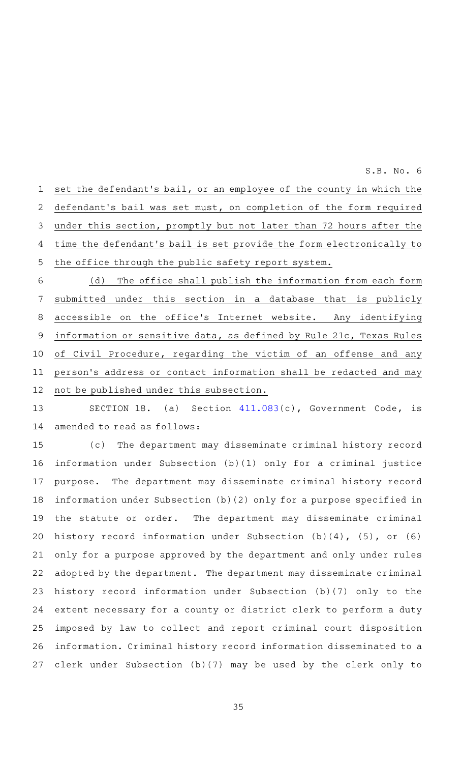set the defendant's bail, or an employee of the county in which the defendant's bail was set must, on completion of the form required under this section, promptly but not later than 72 hours after the time the defendant's bail is set provide the form electronically to the office through the public safety report system.

(d) The office shall publish the information from each form submitted under this section in a database that is publicly accessible on the office's Internet website. Any identifying information or sensitive data, as defined by Rule 21c, Texas Rules of Civil Procedure, regarding the victim of an offense and any person's address or contact information shall be redacted and may not be published under this subsection.

SECTION 18. (a) Section 411.083(c), Government Code, is amended to read as follows:

(c) The department may disseminate criminal history record information under Subsection (b)(1) only for a criminal justice purpose. The department may disseminate criminal history record information under Subsection (b)(2) only for a purpose specified in the statute or order. The department may disseminate criminal history record information under Subsection (b)(4), (5), or (6) only for a purpose approved by the department and only under rules adopted by the department. The department may disseminate criminal history record information under Subsection (b)(7) only to the extent necessary for a county or district clerk to perform a duty imposed by law to collect and report criminal court disposition information. Criminal history record information disseminated to a clerk under Subsection (b)(7) may be used by the clerk only to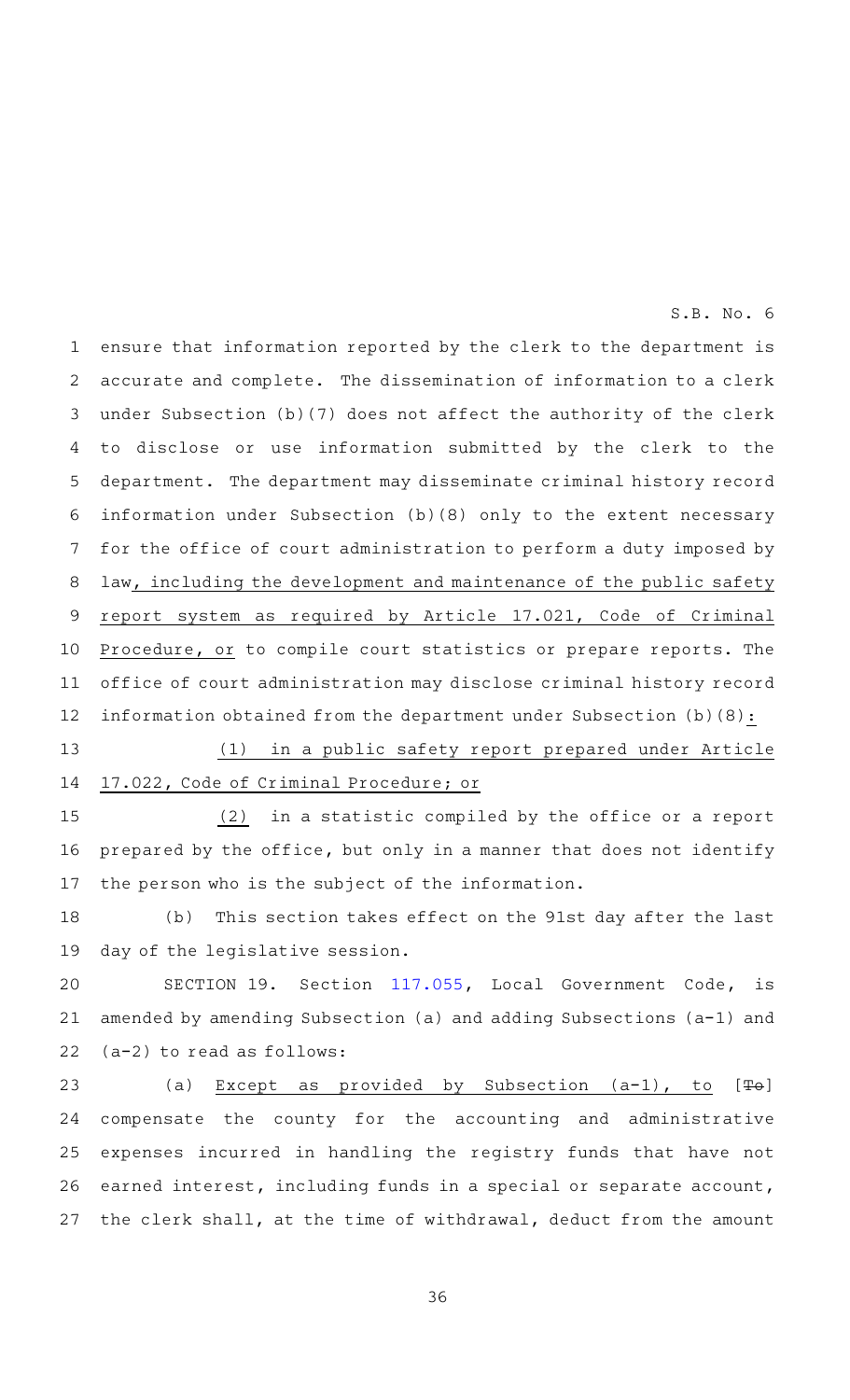ensure that information reported by the clerk to the department is accurate and complete. The dissemination of information to a clerk under Subsection (b)(7) does not affect the authority of the clerk to disclose or use information submitted by the clerk to the department. The department may disseminate criminal history record information under Subsection (b)(8) only to the extent necessary for the office of court administration to perform a duty imposed by law, including the development and maintenance of the public safety report system as required by Article 17.021, Code of Criminal Procedure, or to compile court statistics or prepare reports. The office of court administration may disclose criminal history record information obtained from the department under Subsection (b)(8):

(1) in a public safety report prepared under Article 17.022, Code of Criminal Procedure; or

(2) in a statistic compiled by the office or a report prepared by the office, but only in a manner that does not identify the person who is the subject of the information.

(b) This section takes effect on the 91st day after the last day of the legislative session.

SECTION 19. Section 117.055, Local Government Code, is amended by amending Subsection (a) and adding Subsections (a-1) and (a-2) to read as follows:

(a) Except as provided by Subsection (a-1), to [To] compensate the county for the accounting and administrative expenses incurred in handling the registry funds that have not earned interest, including funds in a special or separate account, the clerk shall, at the time of withdrawal, deduct from the amount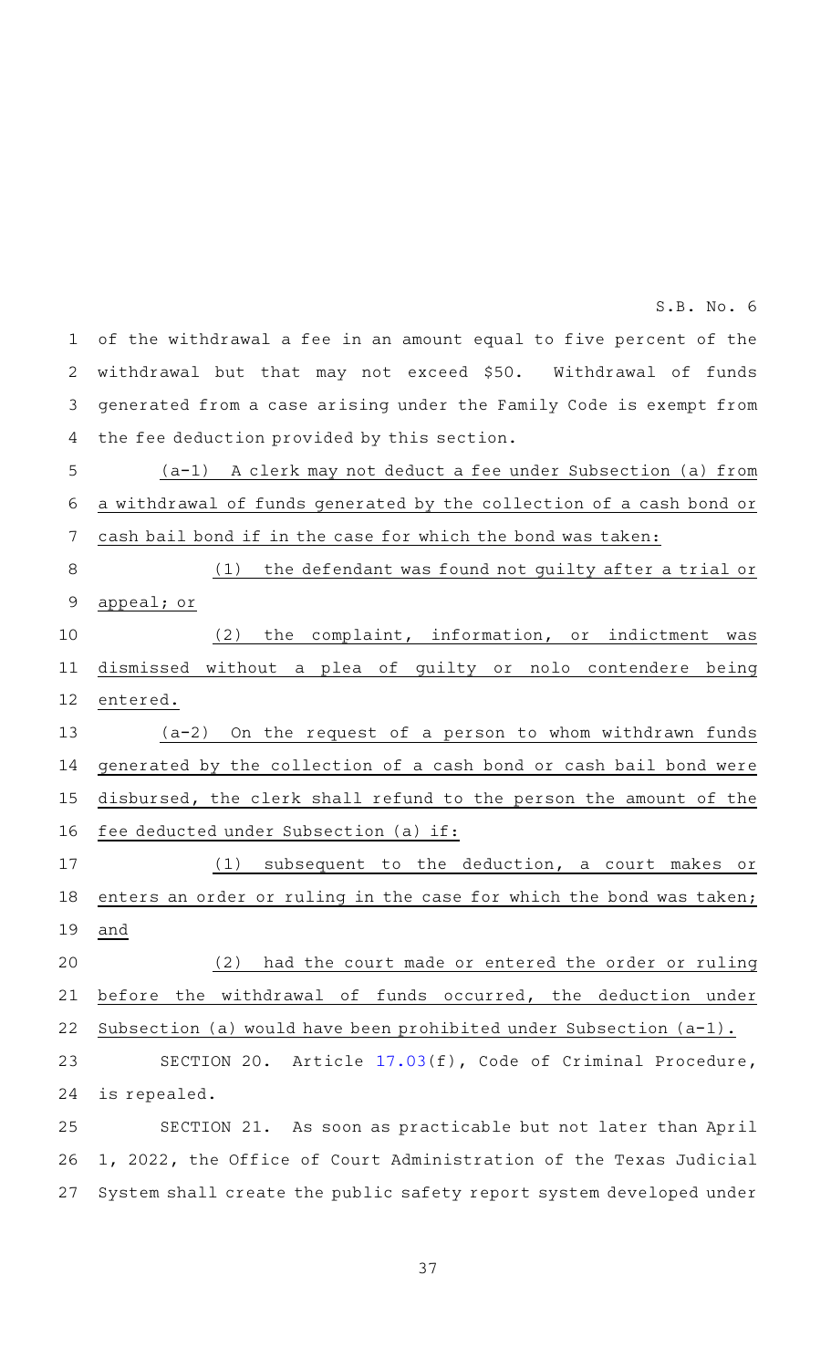of the withdrawal a fee in an amount equal to five percent of the withdrawal but that may not exceed $50. Withdrawal of funds generated from a case arising under the Family Code is exempt from the fee deduction provided by this section.

(a-1) A clerk may not deduct a fee under Subsection (a) from a withdrawal of funds generated by the collection of a cash bond or cash bail bond if in the case for which the bond was taken:

(1) the defendant was found not guilty after a trial or appeal; or

(2) the complaint, information, or indictment was dismissed without a plea of guilty or nolo contendere being entered.

(a-2) On the request of a person to whom withdrawn funds generated by the collection of a cash bond or cash bail bond were disbursed, the clerk shall refund to the person the amount of the fee deducted under Subsection (a) if:

(1) subsequent to the deduction, a court makes or enters an order or ruling in the case for which the bond was taken; and

(2) had the court made or entered the order or ruling before the withdrawal of funds occurred, the deduction under Subsection (a) would have been prohibited under Subsection (a-1).

SECTION 20. Article 17.03(f), Code of Criminal Procedure, is repealed.

SECTION 21. As soon as practicable but not later than April 1, 2022, the Office of Court Administration of the Texas Judicial System shall create the public safety report system developed under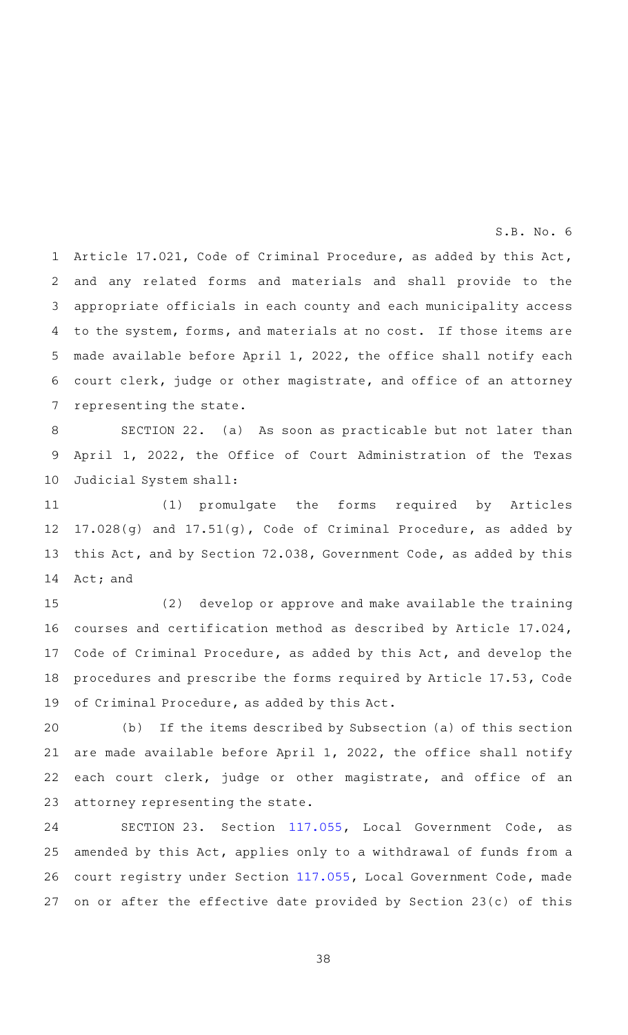Article 17.021, Code of Criminal Procedure, as added by this Act, and any related forms and materials and shall provide to the appropriate officials in each county and each municipality access to the system, forms, and materials at no cost. If those items are made available before April 1, 2022, the office shall notify each court clerk, judge or other magistrate, and office of an attorney representing the state.

SECTION 22. (a) As soon as practicable but not later than April 1, 2022, the Office of Court Administration of the Texas Judicial System shall:

(1) promulgate the forms required by Articles 17.028(g) and 17.51(g), Code of Criminal Procedure, as added by this Act, and by Section 72.038, Government Code, as added by this Act; and

(2) develop or approve and make available the training courses and certification method as described by Article 17.024, Code of Criminal Procedure, as added by this Act, and develop the procedures and prescribe the forms required by Article 17.53, Code of Criminal Procedure, as added by this Act.

(b) If the items described by Subsection (a) of this section are made available before April 1, 2022, the office shall notify each court clerk, judge or other magistrate, and office of an attorney representing the state.

SECTION 23. Section 117.055, Local Government Code, as amended by this Act, applies only to a withdrawal of funds from a court registry under Section 117.055, Local Government Code, made on or after the effective date provided by Section 23(c) of this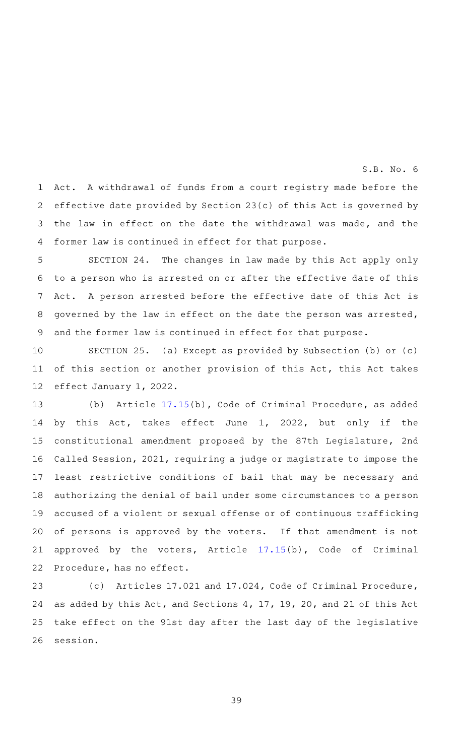Act. A withdrawal of funds from a court registry made before the effective date provided by Section 23(c) of this Act is governed by the law in effect on the date the withdrawal was made, and the former law is continued in effect for that purpose.

SECTION 24. The changes in law made by this Act apply only to a person who is arrested on or after the effective date of this Act. A person arrested before the effective date of this Act is governed by the law in effect on the date the person was arrested, and the former law is continued in effect for that purpose.

SECTION 25. (a) Except as provided by Subsection (b) or (c) of this section or another provision of this Act, this Act takes effect January 1, 2022.

(b) Article 17.15(b), Code of Criminal Procedure, as added by this Act, takes effect June 1, 2022, but only if the constitutional amendment proposed by the 87th Legislature, 2nd Called Session, 2021, requiring a judge or magistrate to impose the least restrictive conditions of bail that may be necessary and authorizing the denial of bail under some circumstances to a person accused of a violent or sexual offense or of continuous trafficking of persons is approved by the voters. If that amendment is not approved by the voters, Article 17.15(b), Code of Criminal Procedure, has no effect.

(c) Articles 17.021 and 17.024, Code of Criminal Procedure, as added by this Act, and Sections 4, 17, 19, 20, and 21 of this Act take effect on the 91st day after the last day of the legislative session.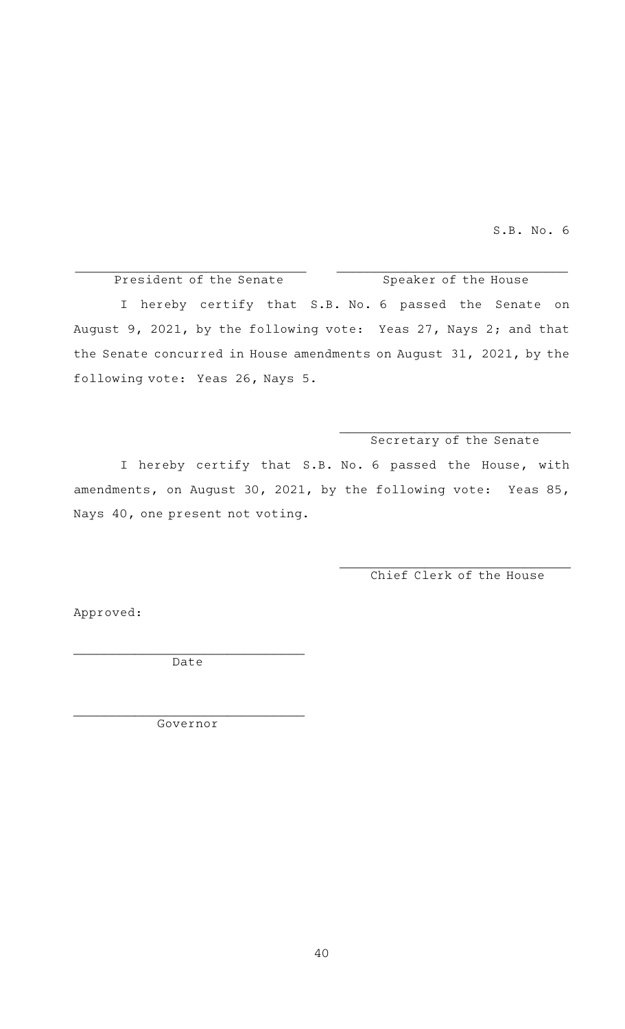S.B. No. 6

______________________________ ______________________________
President of the Senate Speaker of the House

I hereby certify that S.B. No. 6 passed the Senate on August 9, 2021, by the following vote: Yeas 27, Nays 2; and that the Senate concurred in House amendments on August 31, 2021, by the following vote: Yeas 26, Nays 5.

______________________________
Secretary of the Senate

I hereby certify that S.B. No. 6 passed the House, with amendments, on August 30, 2021, by the following vote: Yeas 85, Nays 40, one present not voting.

______________________________
Chief Clerk of the House

Approved:

______________________________
Date

______________________________
Governor